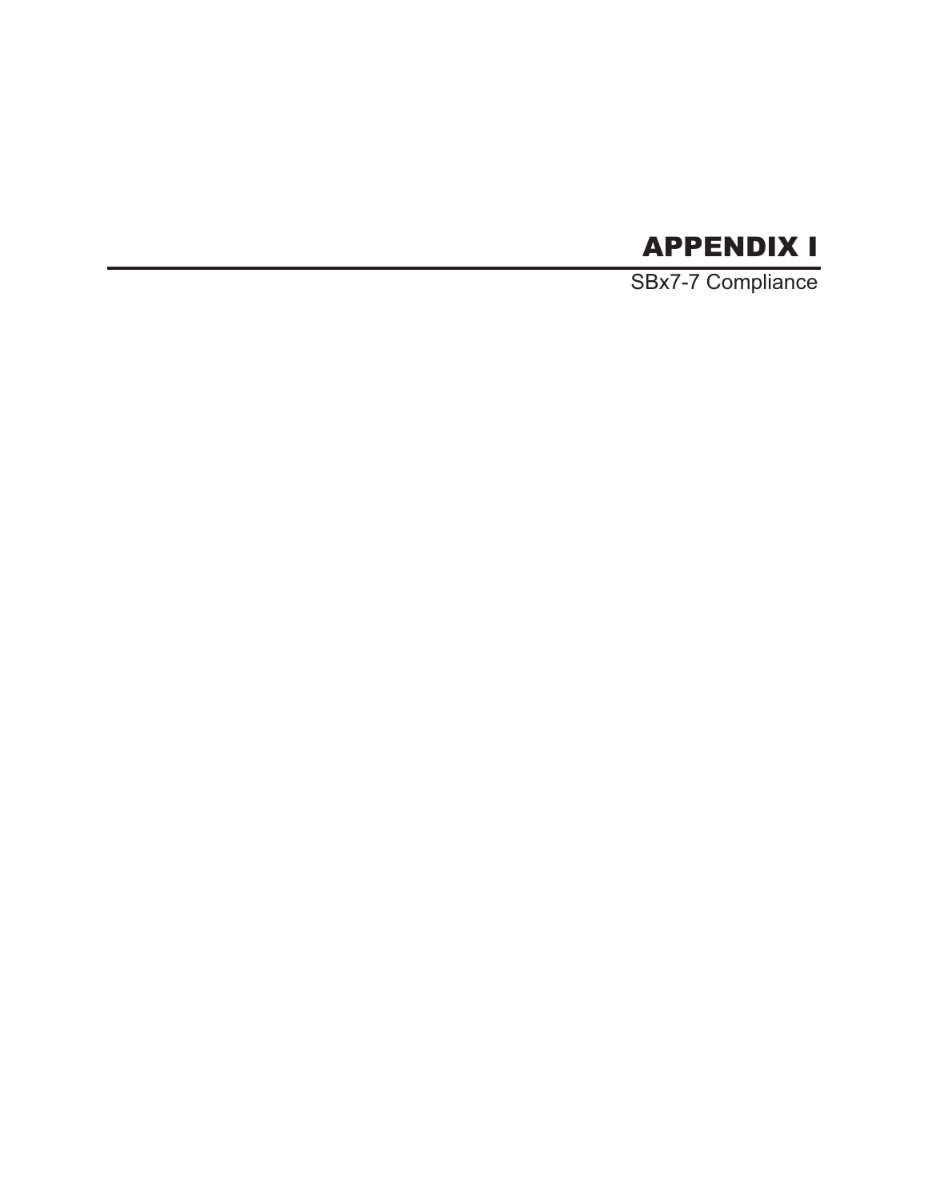# APPENDIX I

SBx7-7 Compliance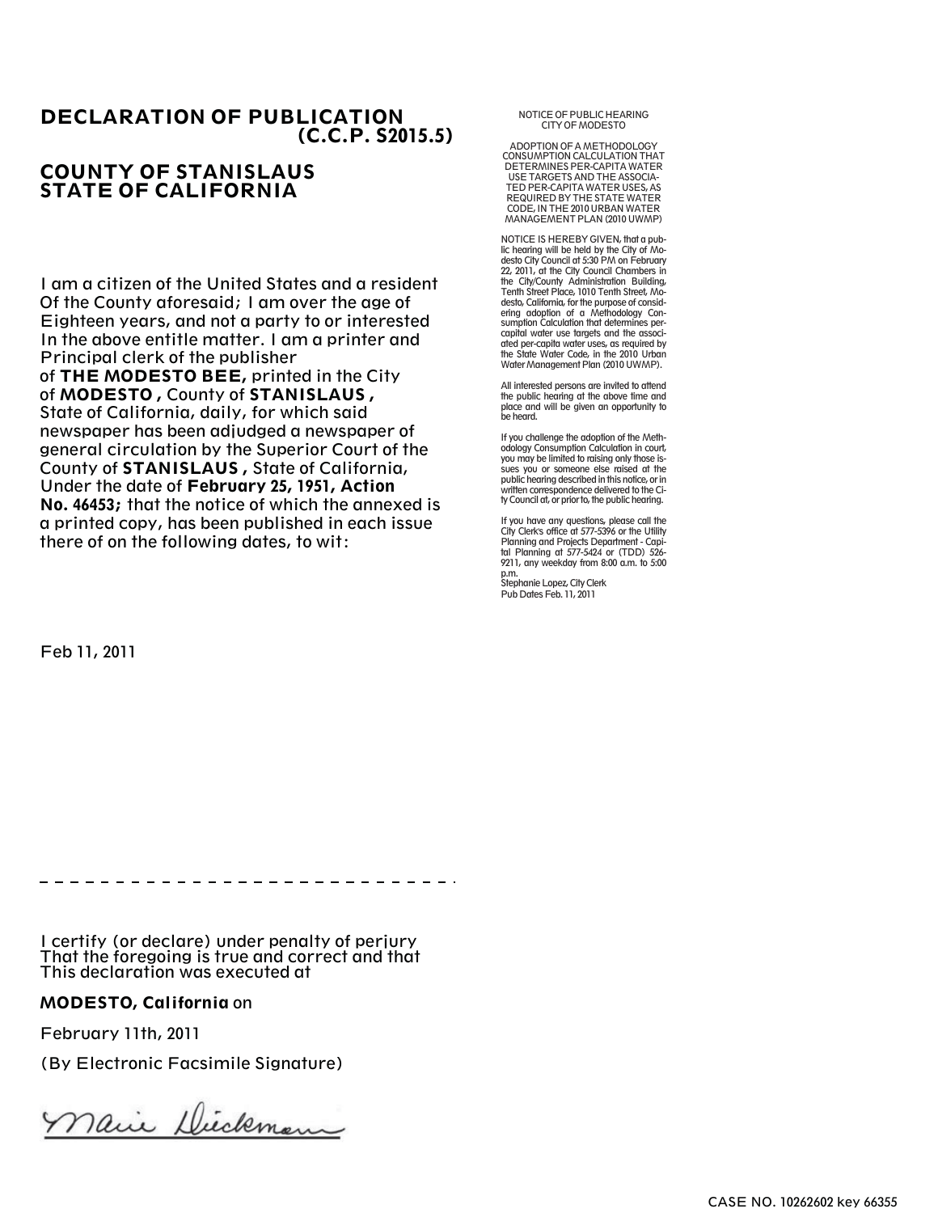# DECLARATION OF PUBLICATION
**(C.C.P. S2015.5)**

## COUNTY OF STANISLAUS
## STATE OF CALIFORNIA

I am a citizen of the United States and a resident Of the County aforesaid; I am over the age of Eighteen years, and not a party to or interested In the above entitle matter. I am a printer and Principal clerk of the publisher of **THE MODESTO BEE,** printed in the City of **MODESTO ,** County of **STANISLAUS ,** State of California, daily, for which said newspaper has been adjudged a newspaper of general circulation by the Superior Court of the County of **STANISLAUS ,** State of California, Under the date of **February 25, 1951, Action No. 46453;** that the notice of which the annexed is a printed copy, has been published in each issue there of on the following dates, to wit:

Feb 11, 2011

I certify (or declare) under penalty of perjury That the foregoing is true and correct and that This declaration was executed at

**MODESTO, California** on

February 11th, 2011

(By Electronic Facsimile Signature)

Marie Dieckman

NOTICE OF PUBLIC HEARING
CITY OF MODESTO

ADOPTION OF A METHODOLOGY CONSUMPTION CALCULATION THAT DETERMINES PER-CAPITA WATER USE TARGETS AND THE ASSOCIATED PER-CAPITA WATER USES, AS REQUIRED BY THE STATE WATER CODE, IN THE 2010 URBAN WATER MANAGEMENT PLAN (2010 UWMP)

NOTICE IS HEREBY GIVEN, that a public hearing will be held by the City of Modesto City Council at 5:30 PM on February 22, 2011, at the City Council Chambers in the City/County Administration Building, Tenth Street Place, 1010 Tenth Street, Modesto, California, for the purpose of considering adoption of a Methodology Consumption Calculation that determines per-capital water use targets and the associated per-capita water uses, as required by the State Water Code, in the 2010 Urban Water Management Plan (2010 UWMP).

All interested persons are invited to attend the public hearing at the above time and place and will be given an opportunity to be heard.

If you challenge the adoption of the Methodology Consumption Calculation in court, you may be limited to raising only those issues you or someone else raised at the public hearing described in this notice, or in written correspondence delivered to the City Council at, or prior to, the public hearing.

If you have any questions, please call the City Clerk's office at 577-5396 or the Utility Planning and Projects Department - Capital Planning at 577-5424 or (TDD) 526-9211, any weekday from 8:00 a.m. to 5:00 p.m.
Stephanie Lopez, City Clerk
Pub Dates Feb. 11, 2011

CASE NO. 10262602 key 66355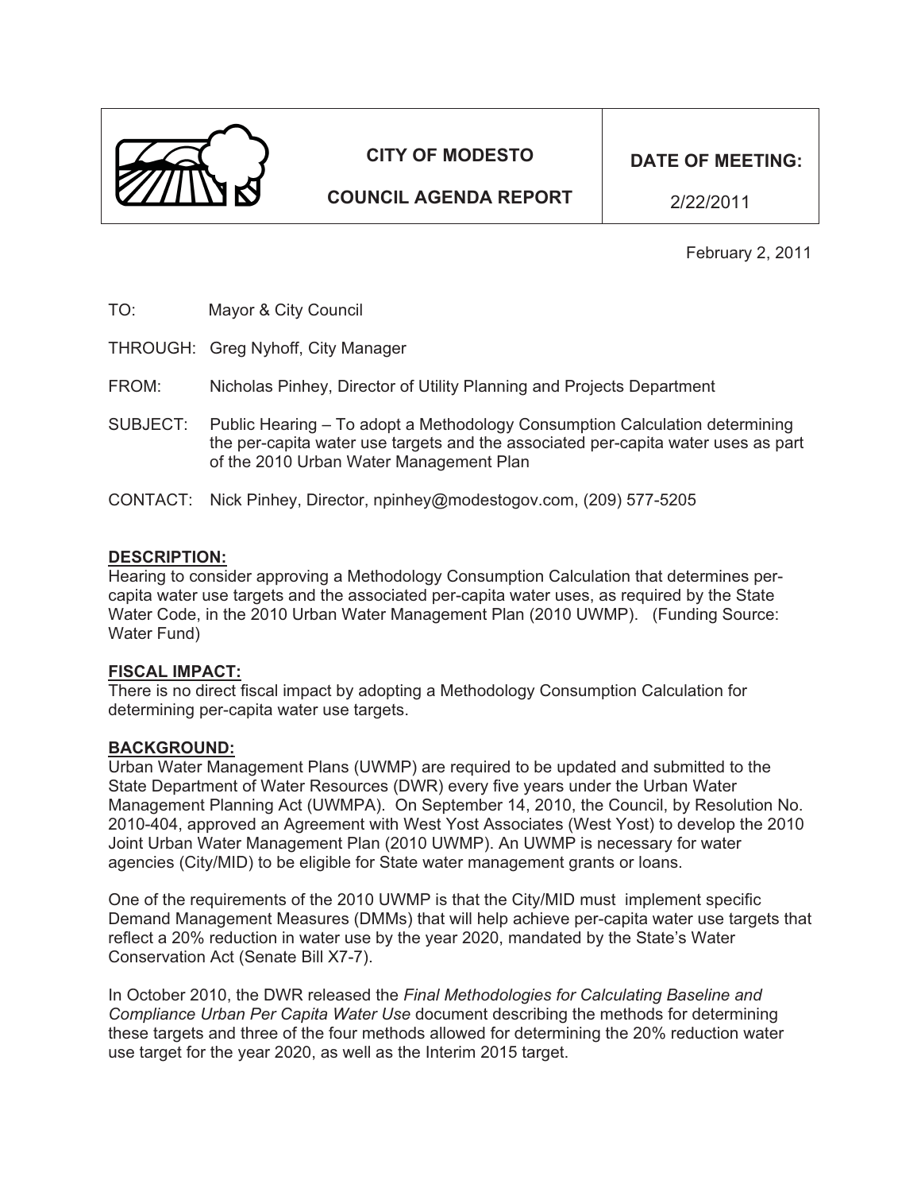| | CITY OF MODESTO<br><br>COUNCIL AGENDA REPORT | DATE OF MEETING:<br><br>2/22/2011 |
|---|---|---|

February 2, 2011

TO: Mayor & City Council

THROUGH: Greg Nyhoff, City Manager

FROM: Nicholas Pinhey, Director of Utility Planning and Projects Department

SUBJECT: Public Hearing – To adopt a Methodology Consumption Calculation determining the per-capita water use targets and the associated per-capita water uses as part of the 2010 Urban Water Management Plan

CONTACT: Nick Pinhey, Director, npinhey@modestogov.com, (209) 577-5205

## DESCRIPTION:

Hearing to consider approving a Methodology Consumption Calculation that determines per-capita water use targets and the associated per-capita water uses, as required by the State Water Code, in the 2010 Urban Water Management Plan (2010 UWMP). (Funding Source: Water Fund)

## FISCAL IMPACT:

There is no direct fiscal impact by adopting a Methodology Consumption Calculation for determining per-capita water use targets.

## BACKGROUND:

Urban Water Management Plans (UWMP) are required to be updated and submitted to the State Department of Water Resources (DWR) every five years under the Urban Water Management Planning Act (UWMPA). On September 14, 2010, the Council, by Resolution No. 2010-404, approved an Agreement with West Yost Associates (West Yost) to develop the 2010 Joint Urban Water Management Plan (2010 UWMP). An UWMP is necessary for water agencies (City/MID) to be eligible for State water management grants or loans.

One of the requirements of the 2010 UWMP is that the City/MID must implement specific Demand Management Measures (DMMs) that will help achieve per-capita water use targets that reflect a 20% reduction in water use by the year 2020, mandated by the State's Water Conservation Act (Senate Bill X7-7).

In October 2010, the DWR released the *Final Methodologies for Calculating Baseline and Compliance Urban Per Capita Water Use* document describing the methods for determining these targets and three of the four methods allowed for determining the 20% reduction water use target for the year 2020, as well as the Interim 2015 target.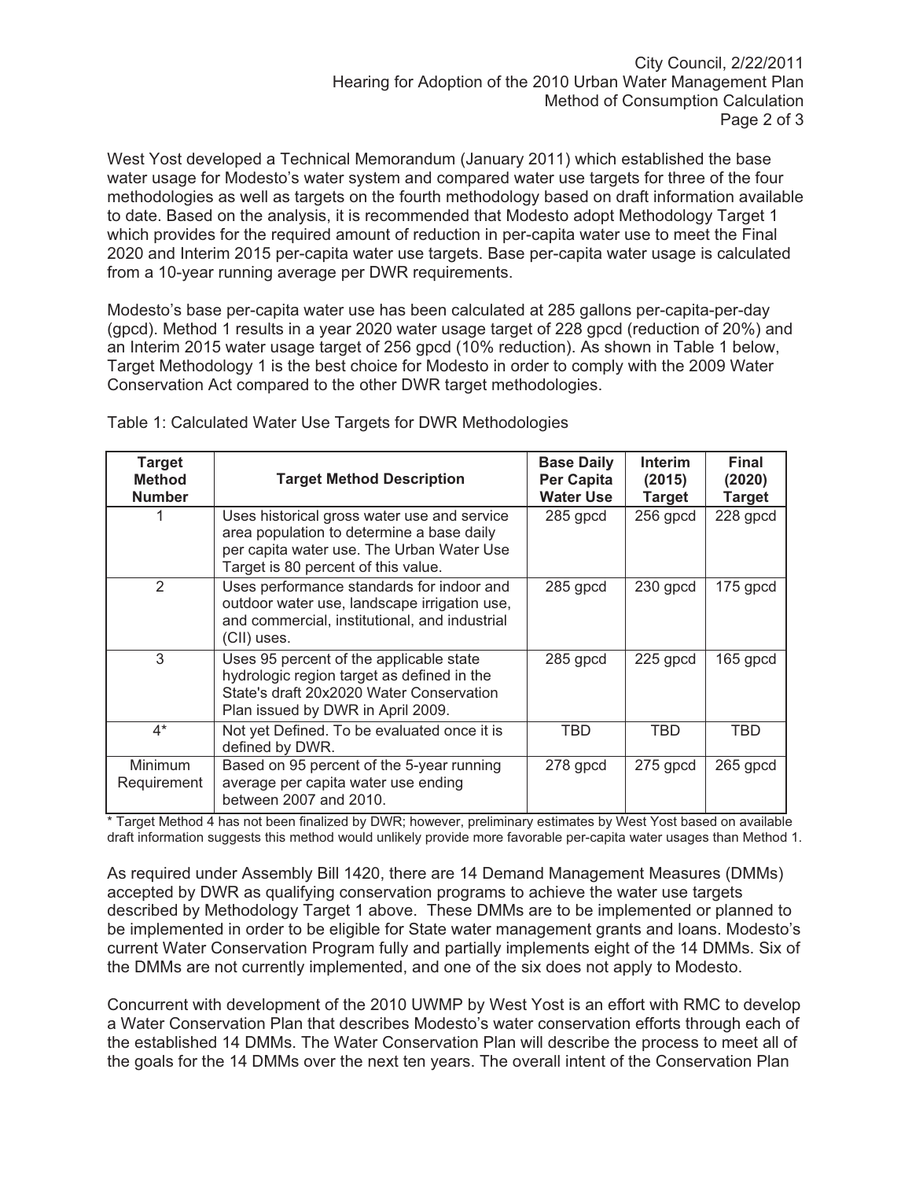West Yost developed a Technical Memorandum (January 2011) which established the base water usage for Modesto's water system and compared water use targets for three of the four methodologies as well as targets on the fourth methodology based on draft information available to date. Based on the analysis, it is recommended that Modesto adopt Methodology Target 1 which provides for the required amount of reduction in per-capita water use to meet the Final 2020 and Interim 2015 per-capita water use targets. Base per-capita water usage is calculated from a 10-year running average per DWR requirements.

Modesto's base per-capita water use has been calculated at 285 gallons per-capita-per-day (gpcd). Method 1 results in a year 2020 water usage target of 228 gpcd (reduction of 20%) and an Interim 2015 water usage target of 256 gpcd (10% reduction). As shown in Table 1 below, Target Methodology 1 is the best choice for Modesto in order to comply with the 2009 Water Conservation Act compared to the other DWR target methodologies.

Table 1: Calculated Water Use Targets for DWR Methodologies

| Target Method Number | Target Method Description | Base Daily Per Capita Water Use | Interim (2015) Target | Final (2020) Target |
|---|---|---|---|---|
| 1 | Uses historical gross water use and service area population to determine a base daily per capita water use. The Urban Water Use Target is 80 percent of this value. | 285 gpcd | 256 gpcd | 228 gpcd |
| 2 | Uses performance standards for indoor and outdoor water use, landscape irrigation use, and commercial, institutional, and industrial (CII) uses. | 285 gpcd | 230 gpcd | 175 gpcd |
| 3 | Uses 95 percent of the applicable state hydrologic region target as defined in the State's draft 20x2020 Water Conservation Plan issued by DWR in April 2009. | 285 gpcd | 225 gpcd | 165 gpcd |
| 4* | Not yet Defined. To be evaluated once it is defined by DWR. | TBD | TBD | TBD |
| Minimum Requirement | Based on 95 percent of the 5-year running average per capita water use ending between 2007 and 2010. | 278 gpcd | 275 gpcd | 265 gpcd |

* Target Method 4 has not been finalized by DWR; however, preliminary estimates by West Yost based on available draft information suggests this method would unlikely provide more favorable per-capita water usages than Method 1.

As required under Assembly Bill 1420, there are 14 Demand Management Measures (DMMs) accepted by DWR as qualifying conservation programs to achieve the water use targets described by Methodology Target 1 above. These DMMs are to be implemented or planned to be implemented in order to be eligible for State water management grants and loans. Modesto's current Water Conservation Program fully and partially implements eight of the 14 DMMs. Six of the DMMs are not currently implemented, and one of the six does not apply to Modesto.

Concurrent with development of the 2010 UWMP by West Yost is an effort with RMC to develop a Water Conservation Plan that describes Modesto's water conservation efforts through each of the established 14 DMMs. The Water Conservation Plan will describe the process to meet all of the goals for the 14 DMMs over the next ten years. The overall intent of the Conservation Plan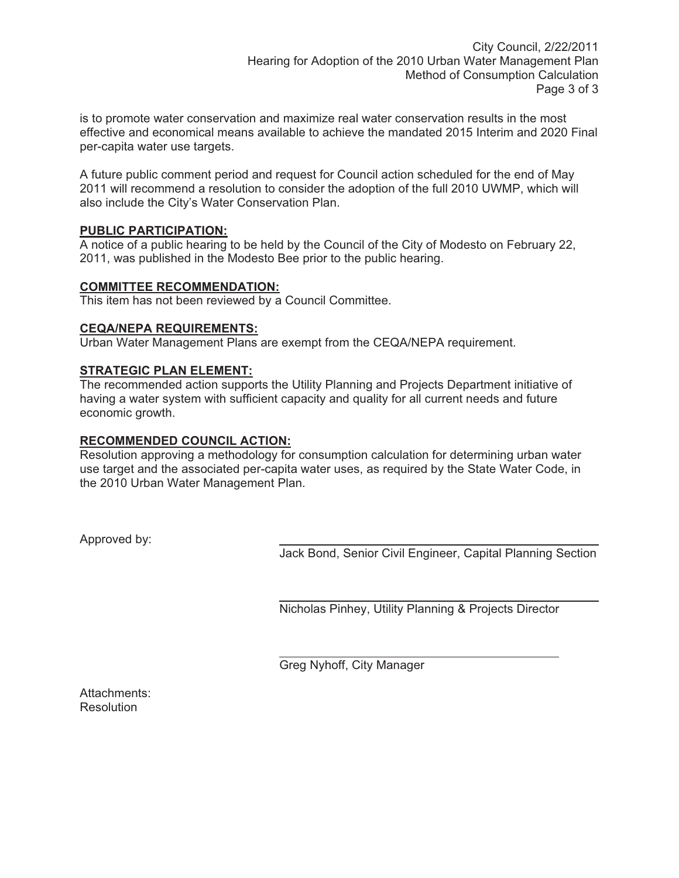is to promote water conservation and maximize real water conservation results in the most effective and economical means available to achieve the mandated 2015 Interim and 2020 Final per-capita water use targets.

A future public comment period and request for Council action scheduled for the end of May 2011 will recommend a resolution to consider the adoption of the full 2010 UWMP, which will also include the City's Water Conservation Plan.

**PUBLIC PARTICIPATION:**

A notice of a public hearing to be held by the Council of the City of Modesto on February 22, 2011, was published in the Modesto Bee prior to the public hearing.

**COMMITTEE RECOMMENDATION:**

This item has not been reviewed by a Council Committee.

**CEQA/NEPA REQUIREMENTS:**

Urban Water Management Plans are exempt from the CEQA/NEPA requirement.

**STRATEGIC PLAN ELEMENT:**

The recommended action supports the Utility Planning and Projects Department initiative of having a water system with sufficient capacity and quality for all current needs and future economic growth.

**RECOMMENDED COUNCIL ACTION:**

Resolution approving a methodology for consumption calculation for determining urban water use target and the associated per-capita water uses, as required by the State Water Code, in the 2010 Urban Water Management Plan.

Approved by:

Jack Bond, Senior Civil Engineer, Capital Planning Section

Nicholas Pinhey, Utility Planning & Projects Director

Greg Nyhoff, City Manager

Attachments:
Resolution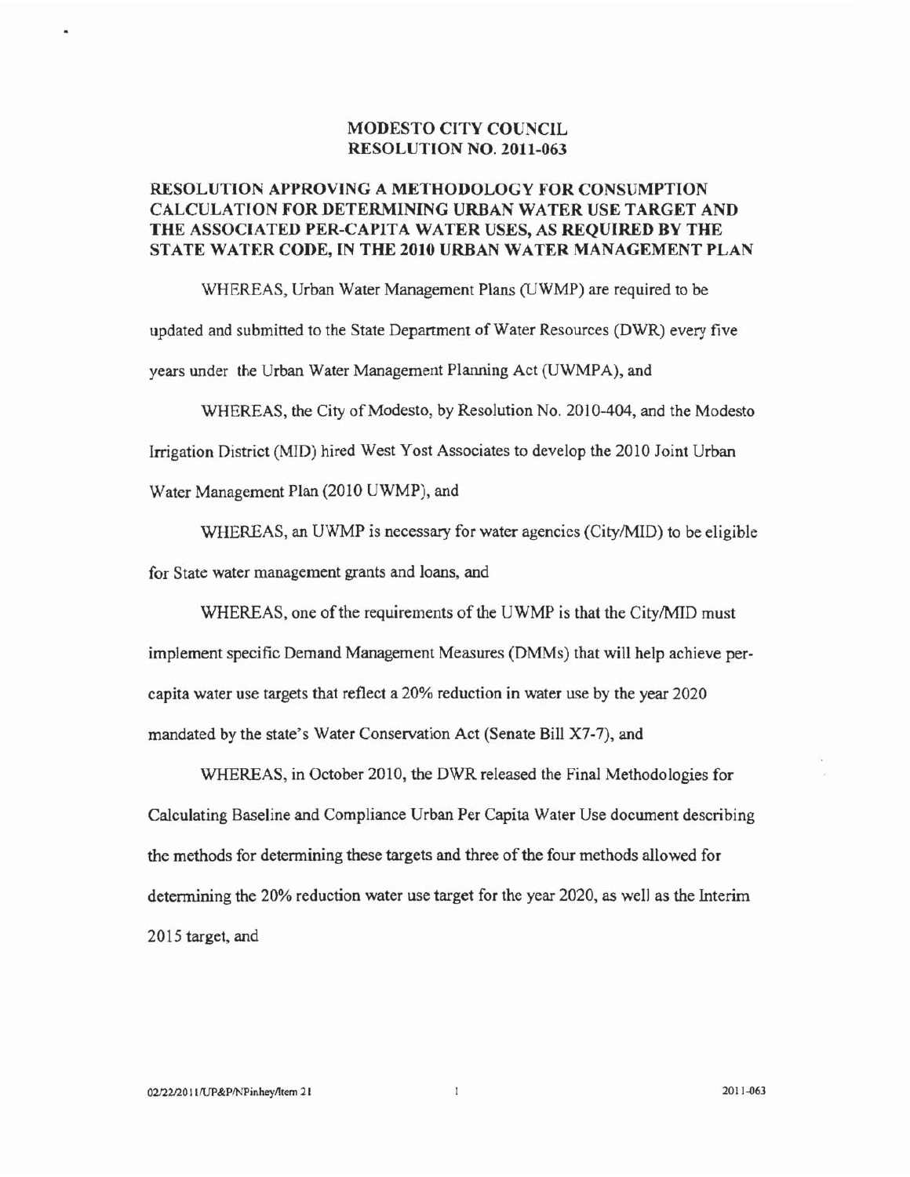**MODESTO CITY COUNCIL**
**RESOLUTION NO. 2011-063**

**RESOLUTION APPROVING A METHODOLOGY FOR CONSUMPTION CALCULATION FOR DETERMINING URBAN WATER USE TARGET AND THE ASSOCIATED PER-CAPITA WATER USES, AS REQUIRED BY THE STATE WATER CODE, IN THE 2010 URBAN WATER MANAGEMENT PLAN**

WHEREAS, Urban Water Management Plans (UWMP) are required to be updated and submitted to the State Department of Water Resources (DWR) every five years under the Urban Water Management Planning Act (UWMPA), and

WHEREAS, the City of Modesto, by Resolution No. 2010-404, and the Modesto Irrigation District (MID) hired West Yost Associates to develop the 2010 Joint Urban Water Management Plan (2010 UWMP), and

WHEREAS, an UWMP is necessary for water agencies (City/MID) to be eligible for State water management grants and loans, and

WHEREAS, one of the requirements of the UWMP is that the City/MID must implement specific Demand Management Measures (DMMs) that will help achieve per-capita water use targets that reflect a 20% reduction in water use by the year 2020 mandated by the state's Water Conservation Act (Senate Bill X7-7), and

WHEREAS, in October 2010, the DWR released the Final Methodologies for Calculating Baseline and Compliance Urban Per Capita Water Use document describing the methods for determining these targets and three of the four methods allowed for determining the 20% reduction water use target for the year 2020, as well as the Interim 2015 target, and

02/22/2011/UP&P/NPinhey/Item 21 2011-063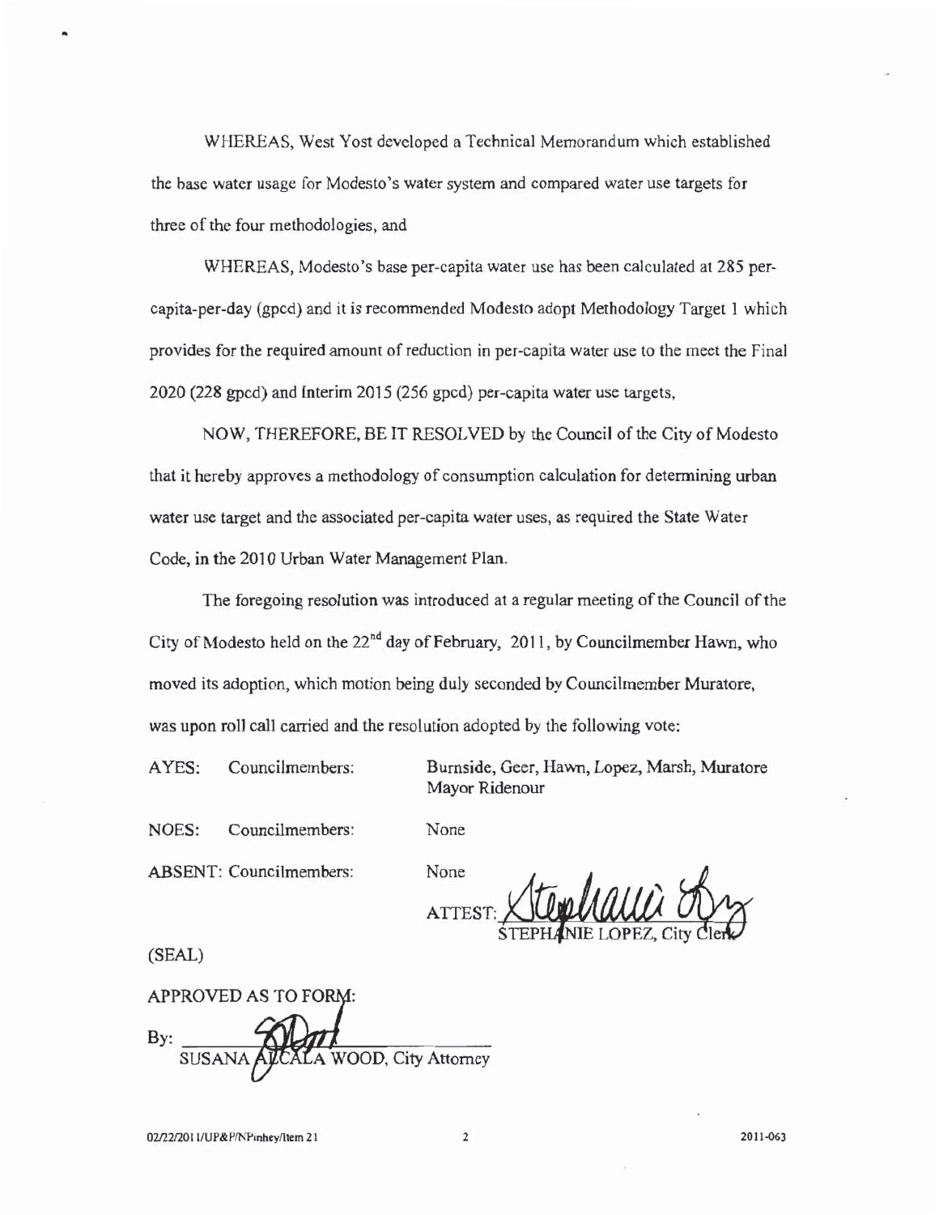WHEREAS, West Yost developed a Technical Memorandum which established the base water usage for Modesto's water system and compared water use targets for three of the four methodologies, and

WHEREAS, Modesto's base per-capita water use has been calculated at 285 per-capita-per-day (gpcd) and it is recommended Modesto adopt Methodology Target 1 which provides for the required amount of reduction in per-capita water use to the meet the Final 2020 (228 gpcd) and Interim 2015 (256 gpcd) per-capita water use targets,

NOW, THEREFORE, BE IT RESOLVED by the Council of the City of Modesto that it hereby approves a methodology of consumption calculation for determining urban water use target and the associated per-capita water uses, as required the State Water Code, in the 2010 Urban Water Management Plan.

The foregoing resolution was introduced at a regular meeting of the Council of the City of Modesto held on the 22nd day of February, 2011, by Councilmember Hawn, who moved its adoption, which motion being duly seconded by Councilmember Muratore, was upon roll call carried and the resolution adopted by the following vote:

AYES: Councilmembers: Burnside, Geer, Hawn, Lopez, Marsh, Muratore Mayor Ridenour

NOES: Councilmembers: None

ABSENT: Councilmembers: None

ATTEST: STEPHANIE LOPEZ, City Clerk

(SEAL)

APPROVED AS TO FORM:

By: SUSANA ALCALA WOOD, City Attorney

02/22/2011/UP&P/NPinhey/Item 21 2011-063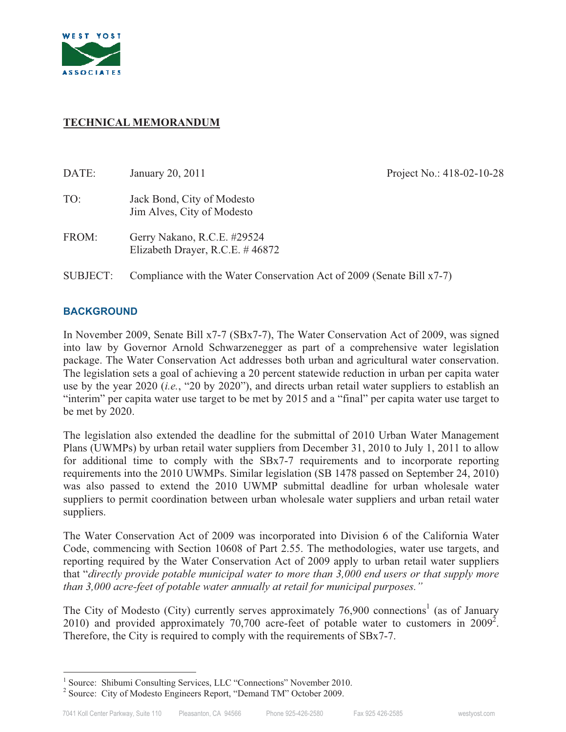WEST YOST ASSOCIATES

**TECHNICAL MEMORANDUM**

| | | |
|---|---|---|
| DATE: | January 20, 2011 | Project No.: 418-02-10-28 |
| TO: | Jack Bond, City of Modesto<br>Jim Alves, City of Modesto | |
| FROM: | Gerry Nakano, R.C.E. #29524<br>Elizabeth Drayer, R.C.E. # 46872 | |
| SUBJECT: | Compliance with the Water Conservation Act of 2009 (Senate Bill x7-7) | |

## BACKGROUND

In November 2009, Senate Bill x7-7 (SBx7-7), The Water Conservation Act of 2009, was signed into law by Governor Arnold Schwarzenegger as part of a comprehensive water legislation package. The Water Conservation Act addresses both urban and agricultural water conservation. The legislation sets a goal of achieving a 20 percent statewide reduction in urban per capita water use by the year 2020 (*i.e.*, "20 by 2020"), and directs urban retail water suppliers to establish an "interim" per capita water use target to be met by 2015 and a "final" per capita water use target to be met by 2020.

The legislation also extended the deadline for the submittal of 2010 Urban Water Management Plans (UWMPs) by urban retail water suppliers from December 31, 2010 to July 1, 2011 to allow for additional time to comply with the SBx7-7 requirements and to incorporate reporting requirements into the 2010 UWMPs. Similar legislation (SB 1478 passed on September 24, 2010) was also passed to extend the 2010 UWMP submittal deadline for urban wholesale water suppliers to permit coordination between urban wholesale water suppliers and urban retail water suppliers.

The Water Conservation Act of 2009 was incorporated into Division 6 of the California Water Code, commencing with Section 10608 of Part 2.55. The methodologies, water use targets, and reporting required by the Water Conservation Act of 2009 apply to urban retail water suppliers that "*directly provide potable municipal water to more than 3,000 end users or that supply more than 3,000 acre-feet of potable water annually at retail for municipal purposes.*"

The City of Modesto (City) currently serves approximately 76,900 connections[1] (as of January 2010) and provided approximately 70,700 acre-feet of potable water to customers in 2009[2]. Therefore, the City is required to comply with the requirements of SBx7-7.

---

[1] Source: Shibumi Consulting Services, LLC "Connections" November 2010.

[2] Source: City of Modesto Engineers Report, "Demand TM" October 2009.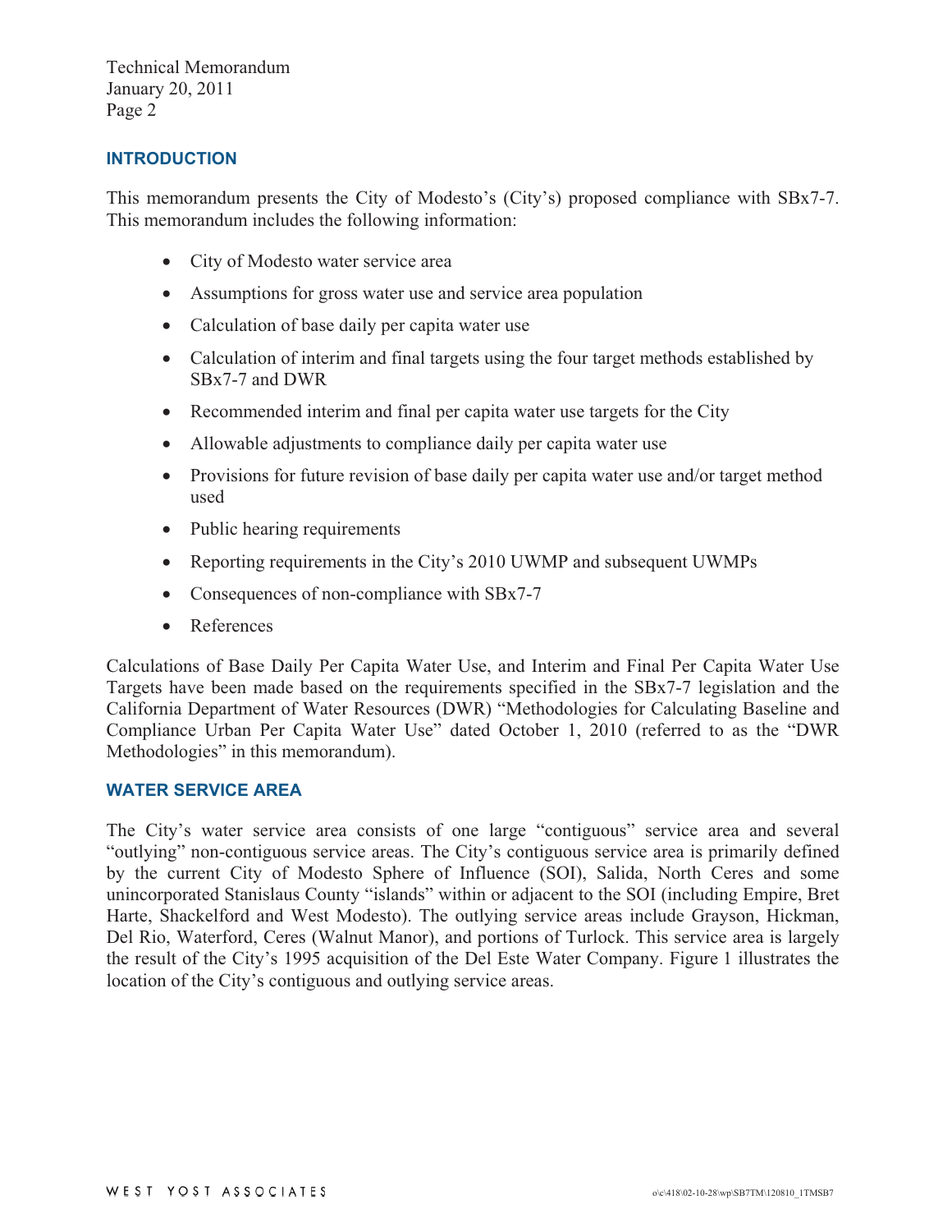## INTRODUCTION

This memorandum presents the City of Modesto's (City's) proposed compliance with SBx7-7. This memorandum includes the following information:

- City of Modesto water service area
- Assumptions for gross water use and service area population
- Calculation of base daily per capita water use
- Calculation of interim and final targets using the four target methods established by SBx7-7 and DWR
- Recommended interim and final per capita water use targets for the City
- Allowable adjustments to compliance daily per capita water use
- Provisions for future revision of base daily per capita water use and/or target method used
- Public hearing requirements
- Reporting requirements in the City's 2010 UWMP and subsequent UWMPs
- Consequences of non-compliance with SBx7-7
- References

Calculations of Base Daily Per Capita Water Use, and Interim and Final Per Capita Water Use Targets have been made based on the requirements specified in the SBx7-7 legislation and the California Department of Water Resources (DWR) "Methodologies for Calculating Baseline and Compliance Urban Per Capita Water Use" dated October 1, 2010 (referred to as the "DWR Methodologies" in this memorandum).

## WATER SERVICE AREA

The City's water service area consists of one large "contiguous" service area and several "outlying" non-contiguous service areas. The City's contiguous service area is primarily defined by the current City of Modesto Sphere of Influence (SOI), Salida, North Ceres and some unincorporated Stanislaus County "islands" within or adjacent to the SOI (including Empire, Bret Harte, Shackelford and West Modesto). The outlying service areas include Grayson, Hickman, Del Rio, Waterford, Ceres (Walnut Manor), and portions of Turlock. This service area is largely the result of the City's 1995 acquisition of the Del Este Water Company. Figure 1 illustrates the location of the City's contiguous and outlying service areas.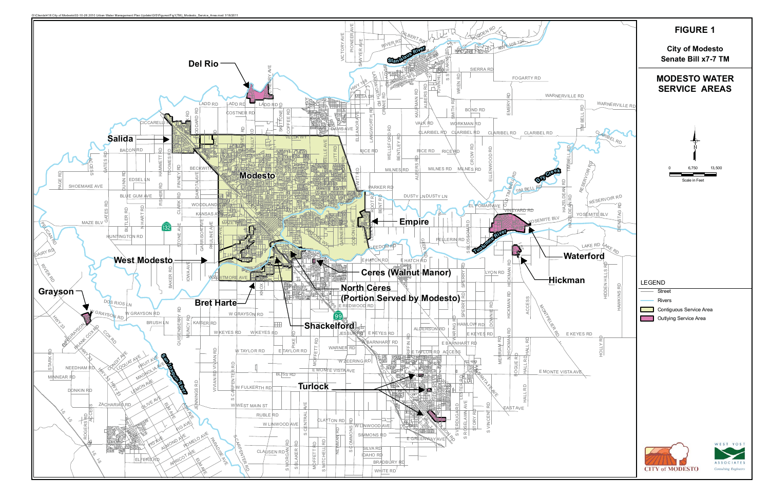# FIGURE 1

**City of Modesto**
**Senate Bill x7-7 TM**

## MODESTO WATER SERVICE AREAS

0 6,750 13,500
Scale in Feet

**LEGEND**

- Street
- Rivers
- Contiguous Service Area
- Outlying Service Area

Del Rio
Salida
Modesto
Empire
Waterford
Hickman
West Modesto
Ceres (Walnut Manor)
North Ceres (Portion Served by Modesto)
Grayson
Bret Harte
Shackelford
Turlock

CITY of MODESTO
WEST YOST ASSOCIATES Consulting Engineers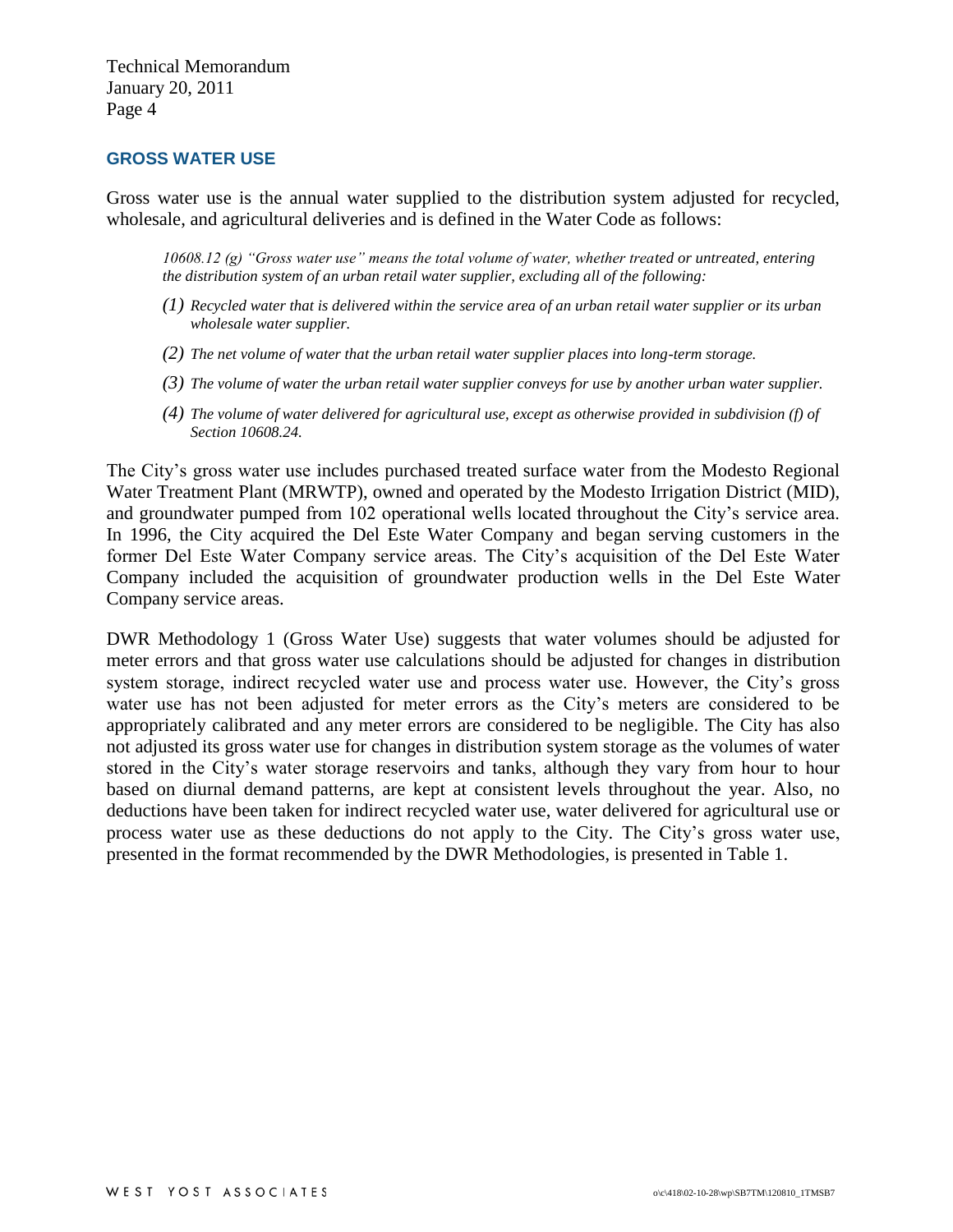## GROSS WATER USE

Gross water use is the annual water supplied to the distribution system adjusted for recycled, wholesale, and agricultural deliveries and is defined in the Water Code as follows:

> *10608.12 (g) "Gross water use" means the total volume of water, whether treated or untreated, entering the distribution system of an urban retail water supplier, excluding all of the following:*
>
> *(1) Recycled water that is delivered within the service area of an urban retail water supplier or its urban wholesale water supplier.*
>
> *(2) The net volume of water that the urban retail water supplier places into long-term storage.*
>
> *(3) The volume of water the urban retail water supplier conveys for use by another urban water supplier.*
>
> *(4) The volume of water delivered for agricultural use, except as otherwise provided in subdivision (f) of Section 10608.24.*

The City's gross water use includes purchased treated surface water from the Modesto Regional Water Treatment Plant (MRWTP), owned and operated by the Modesto Irrigation District (MID), and groundwater pumped from 102 operational wells located throughout the City's service area. In 1996, the City acquired the Del Este Water Company and began serving customers in the former Del Este Water Company service areas. The City's acquisition of the Del Este Water Company included the acquisition of groundwater production wells in the Del Este Water Company service areas.

DWR Methodology 1 (Gross Water Use) suggests that water volumes should be adjusted for meter errors and that gross water use calculations should be adjusted for changes in distribution system storage, indirect recycled water use and process water use. However, the City's gross water use has not been adjusted for meter errors as the City's meters are considered to be appropriately calibrated and any meter errors are considered to be negligible. The City has also not adjusted its gross water use for changes in distribution system storage as the volumes of water stored in the City's water storage reservoirs and tanks, although they vary from hour to hour based on diurnal demand patterns, are kept at consistent levels throughout the year. Also, no deductions have been taken for indirect recycled water use, water delivered for agricultural use or process water use as these deductions do not apply to the City. The City's gross water use, presented in the format recommended by the DWR Methodologies, is presented in Table 1.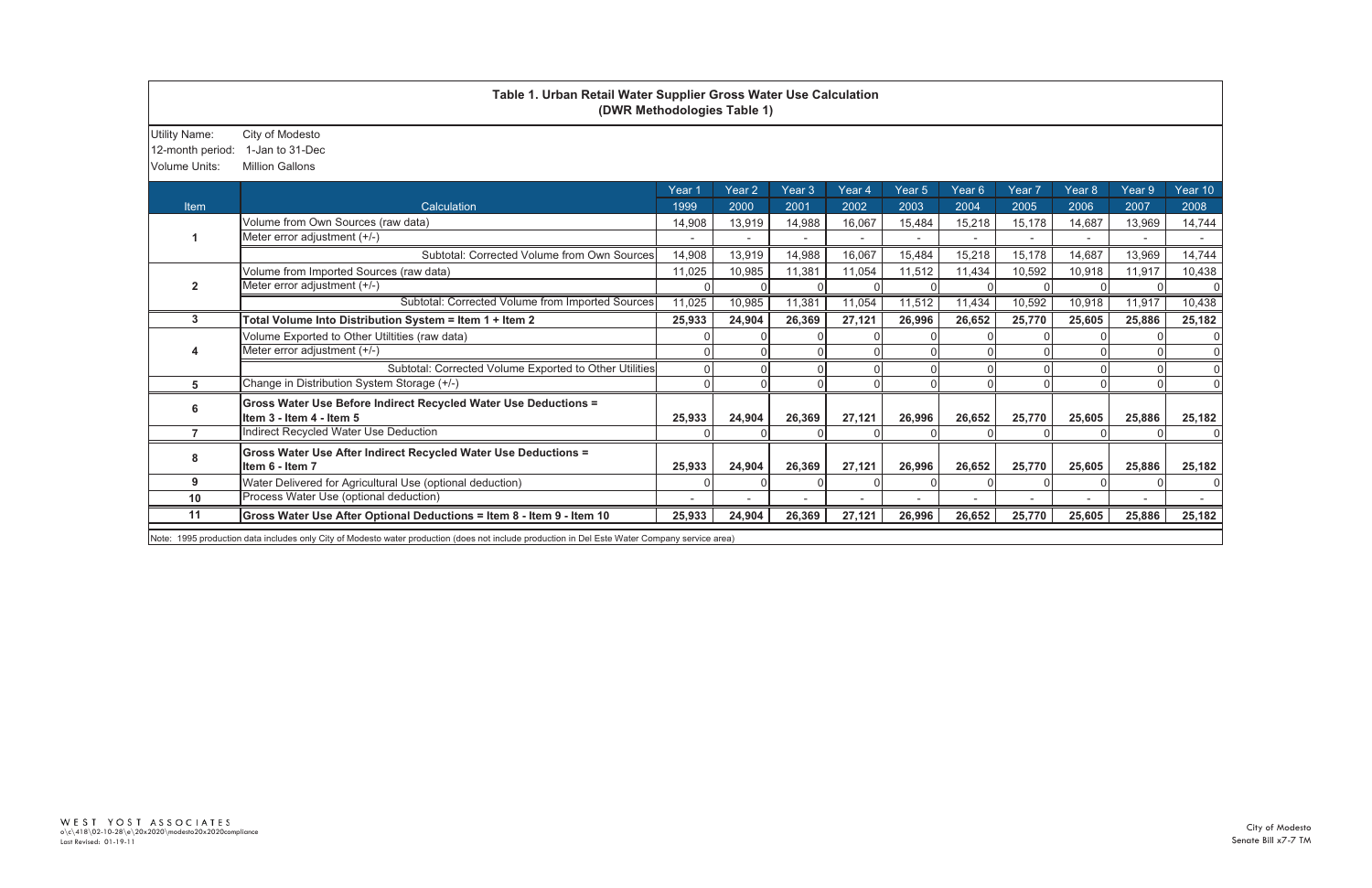# Table 1. Urban Retail Water Supplier Gross Water Use Calculation
## (DWR Methodologies Table 1)

Utility Name: City of Modesto
12-month period: 1-Jan to 31-Dec
Volume Units: Million Gallons

| Item | Calculation | Year 1<br>1999 | Year 2<br>2000 | Year 3<br>2001 | Year 4<br>2002 | Year 5<br>2003 | Year 6<br>2004 | Year 7<br>2005 | Year 8<br>2006 | Year 9<br>2007 | Year 10<br>2008 |
|---|---|---|---|---|---|---|---|---|---|---|---|
| 1 | Volume from Own Sources (raw data) | 14,908 | 13,919 | 14,988 | 16,067 | 15,484 | 15,218 | 15,178 | 14,687 | 13,969 | 14,744 |
| | Meter error adjustment (+/-) | - | - | - | - | - | - | - | - | - | - |
| | Subtotal: Corrected Volume from Own Sources | 14,908 | 13,919 | 14,988 | 16,067 | 15,484 | 15,218 | 15,178 | 14,687 | 13,969 | 14,744 |
| 2 | Volume from Imported Sources (raw data) | 11,025 | 10,985 | 11,381 | 11,054 | 11,512 | 11,434 | 10,592 | 10,918 | 11,917 | 10,438 |
| | Meter error adjustment (+/-) | 0 | 0 | 0 | 0 | 0 | 0 | 0 | 0 | 0 | 0 |
| | Subtotal: Corrected Volume from Imported Sources | 11,025 | 10,985 | 11,381 | 11,054 | 11,512 | 11,434 | 10,592 | 10,918 | 11,917 | 10,438 |
| 3 | **Total Volume Into Distribution System = Item 1 + Item 2** | **25,933** | **24,904** | **26,369** | **27,121** | **26,996** | **26,652** | **25,770** | **25,605** | **25,886** | **25,182** |
| 4 | Volume Exported to Other Utiltities (raw data) | 0 | 0 | 0 | 0 | 0 | 0 | 0 | 0 | 0 | 0 |
| | Meter error adjustment (+/-) | 0 | 0 | 0 | 0 | 0 | 0 | 0 | 0 | 0 | 0 |
| | Subtotal: Corrected Volume Exported to Other Utilities | 0 | 0 | 0 | 0 | 0 | 0 | 0 | 0 | 0 | 0 |
| 5 | Change in Distribution System Storage (+/-) | 0 | 0 | 0 | 0 | 0 | 0 | 0 | 0 | 0 | 0 |
| 6 | **Gross Water Use Before Indirect Recycled Water Use Deductions = Item 3 - Item 4 - Item 5** | **25,933** | **24,904** | **26,369** | **27,121** | **26,996** | **26,652** | **25,770** | **25,605** | **25,886** | **25,182** |
| 7 | Indirect Recycled Water Use Deduction | 0 | 0 | 0 | 0 | 0 | 0 | 0 | 0 | 0 | 0 |
| 8 | **Gross Water Use After Indirect Recycled Water Use Deductions = Item 6 - Item 7** | **25,933** | **24,904** | **26,369** | **27,121** | **26,996** | **26,652** | **25,770** | **25,605** | **25,886** | **25,182** |
| 9 | Water Delivered for Agricultural Use (optional deduction) | 0 | 0 | 0 | 0 | 0 | 0 | 0 | 0 | 0 | 0 |
| 10 | Process Water Use (optional deduction) | - | - | - | - | - | - | - | - | - | - |
| 11 | **Gross Water Use After Optional Deductions = Item 8 - Item 9 - Item 10** | **25,933** | **24,904** | **26,369** | **27,121** | **26,996** | **26,652** | **25,770** | **25,605** | **25,886** | **25,182** |

Note: 1995 production data includes only City of Modesto water production (does not include production in Del Este Water Company service area)

WEST YOST ASSOCIATES
o\c\418\02-10-28\e\20x2020\modesto20x2020compliance
Last Revised: 01-19-11

City of Modesto
Senate Bill x7-7 TM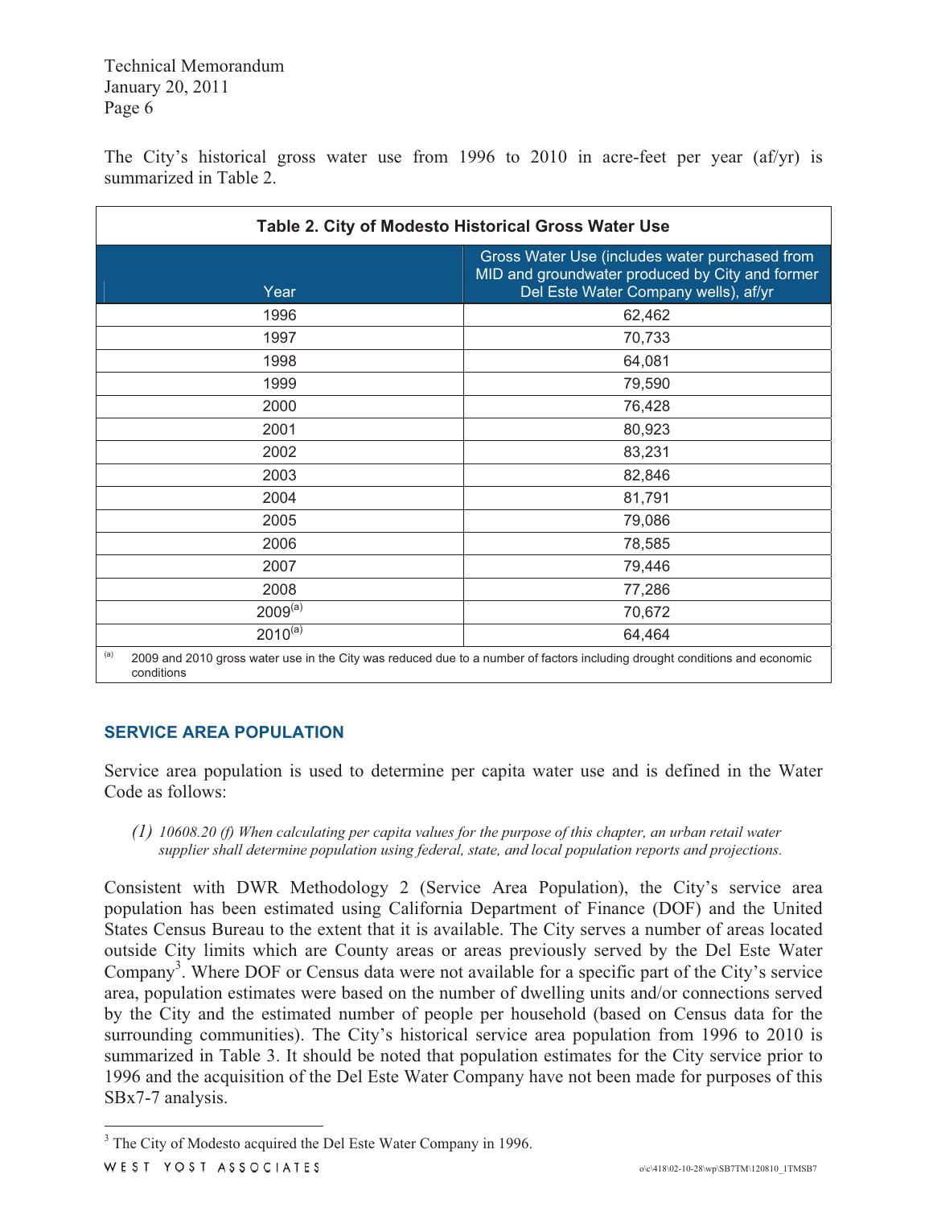The City's historical gross water use from 1996 to 2010 in acre-feet per year (af/yr) is summarized in Table 2.

**Table 2. City of Modesto Historical Gross Water Use**

| Year | Gross Water Use (includes water purchased from MID and groundwater produced by City and former Del Este Water Company wells), af/yr |
|---|---|
| 1996 | 62,462 |
| 1997 | 70,733 |
| 1998 | 64,081 |
| 1999 | 79,590 |
| 2000 | 76,428 |
| 2001 | 80,923 |
| 2002 | 83,231 |
| 2003 | 82,846 |
| 2004 | 81,791 |
| 2005 | 79,086 |
| 2006 | 78,585 |
| 2007 | 79,446 |
| 2008 | 77,286 |
| 2009[a] | 70,672 |
| 2010[a] | 64,464 |

[a] 2009 and 2010 gross water use in the City was reduced due to a number of factors including drought conditions and economic conditions

## SERVICE AREA POPULATION

Service area population is used to determine per capita water use and is defined in the Water Code as follows:

> *(1) 10608.20 (f) When calculating per capita values for the purpose of this chapter, an urban retail water supplier shall determine population using federal, state, and local population reports and projections.*

Consistent with DWR Methodology 2 (Service Area Population), the City's service area population has been estimated using California Department of Finance (DOF) and the United States Census Bureau to the extent that it is available. The City serves a number of areas located outside City limits which are County areas or areas previously served by the Del Este Water Company[3]. Where DOF or Census data were not available for a specific part of the City's service area, population estimates were based on the number of dwelling units and/or connections served by the City and the estimated number of people per household (based on Census data for the surrounding communities). The City's historical service area population from 1996 to 2010 is summarized in Table 3. It should be noted that population estimates for the City service prior to 1996 and the acquisition of the Del Este Water Company have not been made for purposes of this SBx7-7 analysis.

[3] The City of Modesto acquired the Del Este Water Company in 1996.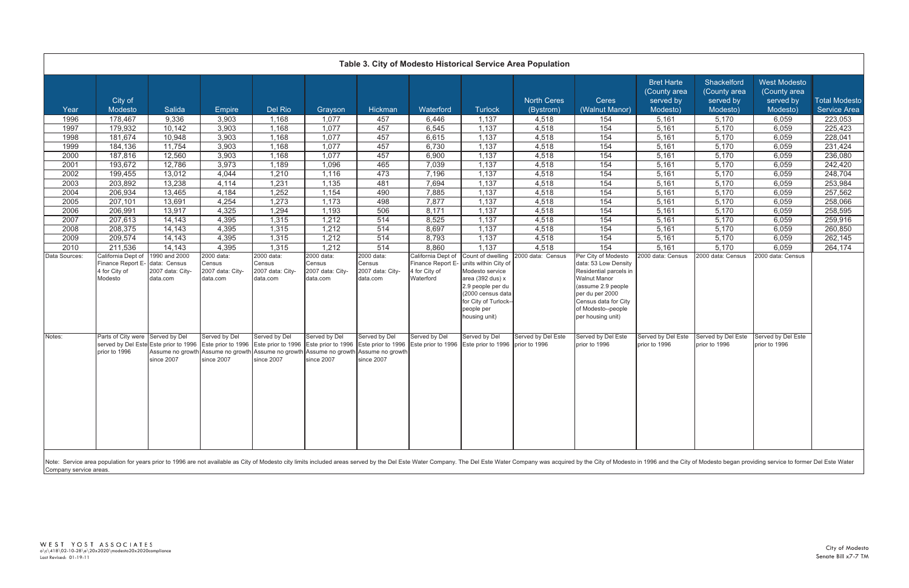## Table 3. City of Modesto Historical Service Area Population

| Year | City of Modesto | Salida | Empire | Del Rio | Grayson | Hickman | Waterford | Turlock | North Ceres (Bystrom) | Ceres (Walnut Manor) | Bret Harte (County area served by Modesto) | Shackelford (County area served by Modesto) | West Modesto (County area served by Modesto) | Total Modesto Service Area |
|---|---|---|---|---|---|---|---|---|---|---|---|---|---|---|
| 1996 | 178,467 | 9,336 | 3,903 | 1,168 | 1,077 | 457 | 6,446 | 1,137 | 4,518 | 154 | 5,161 | 5,170 | 6,059 | 223,053 |
| 1997 | 179,932 | 10,142 | 3,903 | 1,168 | 1,077 | 457 | 6,545 | 1,137 | 4,518 | 154 | 5,161 | 5,170 | 6,059 | 225,423 |
| 1998 | 181,674 | 10,948 | 3,903 | 1,168 | 1,077 | 457 | 6,615 | 1,137 | 4,518 | 154 | 5,161 | 5,170 | 6,059 | 228,041 |
| 1999 | 184,136 | 11,754 | 3,903 | 1,168 | 1,077 | 457 | 6,730 | 1,137 | 4,518 | 154 | 5,161 | 5,170 | 6,059 | 231,424 |
| 2000 | 187,816 | 12,560 | 3,903 | 1,168 | 1,077 | 457 | 6,900 | 1,137 | 4,518 | 154 | 5,161 | 5,170 | 6,059 | 236,080 |
| 2001 | 193,672 | 12,786 | 3,973 | 1,189 | 1,096 | 465 | 7,039 | 1,137 | 4,518 | 154 | 5,161 | 5,170 | 6,059 | 242,420 |
| 2002 | 199,455 | 13,012 | 4,044 | 1,210 | 1,116 | 473 | 7,196 | 1,137 | 4,518 | 154 | 5,161 | 5,170 | 6,059 | 248,704 |
| 2003 | 203,892 | 13,238 | 4,114 | 1,231 | 1,135 | 481 | 7,694 | 1,137 | 4,518 | 154 | 5,161 | 5,170 | 6,059 | 253,984 |
| 2004 | 206,934 | 13,465 | 4,184 | 1,252 | 1,154 | 490 | 7,885 | 1,137 | 4,518 | 154 | 5,161 | 5,170 | 6,059 | 257,562 |
| 2005 | 207,101 | 13,691 | 4,254 | 1,273 | 1,173 | 498 | 7,877 | 1,137 | 4,518 | 154 | 5,161 | 5,170 | 6,059 | 258,066 |
| 2006 | 206,991 | 13,917 | 4,325 | 1,294 | 1,193 | 506 | 8,171 | 1,137 | 4,518 | 154 | 5,161 | 5,170 | 6,059 | 258,595 |
| 2007 | 207,613 | 14,143 | 4,395 | 1,315 | 1,212 | 514 | 8,525 | 1,137 | 4,518 | 154 | 5,161 | 5,170 | 6,059 | 259,916 |
| 2008 | 208,375 | 14,143 | 4,395 | 1,315 | 1,212 | 514 | 8,697 | 1,137 | 4,518 | 154 | 5,161 | 5,170 | 6,059 | 260,850 |
| 2009 | 209,574 | 14,143 | 4,395 | 1,315 | 1,212 | 514 | 8,793 | 1,137 | 4,518 | 154 | 5,161 | 5,170 | 6,059 | 262,145 |
| 2010 | 211,536 | 14,143 | 4,395 | 1,315 | 1,212 | 514 | 8,860 | 1,137 | 4,518 | 154 | 5,161 | 5,170 | 6,059 | 264,174 |
| Data Sources: | California Dept of Finance Report E-4 for City of Modesto | 1990 and 2000 data: Census 2007 data: City-data.com | 2000 data: Census 2007 data: City-data.com | 2000 data: Census 2007 data: City-data.com | 2000 data: Census 2007 data: City-data.com | 2000 data: Census 2007 data: City-data.com | California Dept of Finance Report E-4 for City of Waterford | Count of dwelling units within City of Modesto service area (392 dus) x 2.9 people per du (2000 census data for City of Turlock--people per housing unit) | 2000 data: Census | Per City of Modesto data: 53 Low Density Residential parcels in Walnut Manor (assume 2.9 people per du per 2000 Census data for City of Modesto--people per housing unit) | 2000 data: Census | 2000 data: Census | 2000 data: Census | |
| Notes: | Parts of City were served by Del Este prior to 1996 | Served by Del Este prior to 1996 Assume no growth since 2007 | Served by Del Este prior to 1996 Assume no growth since 2007 | Served by Del Este prior to 1996 Assume no growth since 2007 | Served by Del Este prior to 1996 Assume no growth since 2007 | Served by Del Este prior to 1996 Assume no growth since 2007 | Served by Del Este prior to 1996 | Served by Del Este prior to 1996 | Served by Del Este prior to 1996 | Served by Del Este prior to 1996 | Served by Del Este prior to 1996 | Served by Del Este prior to 1996 | Served by Del Este prior to 1996 | |

Note: Service area population for years prior to 1996 are not available as City of Modesto city limits included areas served by the Del Este Water Company. The Del Este Water Company was acquired by the City of Modesto in 1996 and the City of Modesto began providing service to former Del Este Water Company service areas.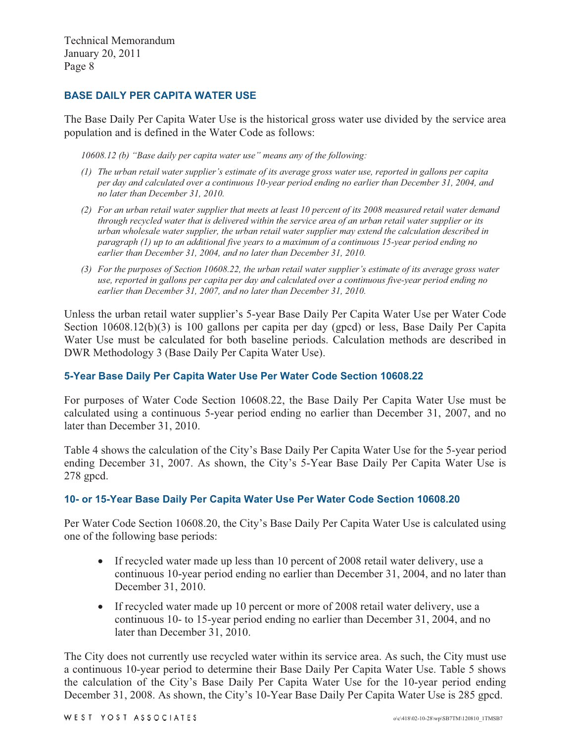## BASE DAILY PER CAPITA WATER USE

The Base Daily Per Capita Water Use is the historical gross water use divided by the service area population and is defined in the Water Code as follows:

*10608.12 (b) "Base daily per capita water use" means any of the following:*

*(1) The urban retail water supplier's estimate of its average gross water use, reported in gallons per capita per day and calculated over a continuous 10-year period ending no earlier than December 31, 2004, and no later than December 31, 2010.*

*(2) For an urban retail water supplier that meets at least 10 percent of its 2008 measured retail water demand through recycled water that is delivered within the service area of an urban retail water supplier or its urban wholesale water supplier, the urban retail water supplier may extend the calculation described in paragraph (1) up to an additional five years to a maximum of a continuous 15-year period ending no earlier than December 31, 2004, and no later than December 31, 2010.*

*(3) For the purposes of Section 10608.22, the urban retail water supplier's estimate of its average gross water use, reported in gallons per capita per day and calculated over a continuous five-year period ending no earlier than December 31, 2007, and no later than December 31, 2010.*

Unless the urban retail water supplier's 5-year Base Daily Per Capita Water Use per Water Code Section 10608.12(b)(3) is 100 gallons per capita per day (gpcd) or less, Base Daily Per Capita Water Use must be calculated for both baseline periods. Calculation methods are described in DWR Methodology 3 (Base Daily Per Capita Water Use).

### 5-Year Base Daily Per Capita Water Use Per Water Code Section 10608.22

For purposes of Water Code Section 10608.22, the Base Daily Per Capita Water Use must be calculated using a continuous 5-year period ending no earlier than December 31, 2007, and no later than December 31, 2010.

Table 4 shows the calculation of the City's Base Daily Per Capita Water Use for the 5-year period ending December 31, 2007. As shown, the City's 5-Year Base Daily Per Capita Water Use is 278 gpcd.

### 10- or 15-Year Base Daily Per Capita Water Use Per Water Code Section 10608.20

Per Water Code Section 10608.20, the City's Base Daily Per Capita Water Use is calculated using one of the following base periods:

- If recycled water made up less than 10 percent of 2008 retail water delivery, use a continuous 10-year period ending no earlier than December 31, 2004, and no later than December 31, 2010.
- If recycled water made up 10 percent or more of 2008 retail water delivery, use a continuous 10- to 15-year period ending no earlier than December 31, 2004, and no later than December 31, 2010.

The City does not currently use recycled water within its service area. As such, the City must use a continuous 10-year period to determine their Base Daily Per Capita Water Use. Table 5 shows the calculation of the City's Base Daily Per Capita Water Use for the 10-year period ending December 31, 2008. As shown, the City's 10-Year Base Daily Per Capita Water Use is 285 gpcd.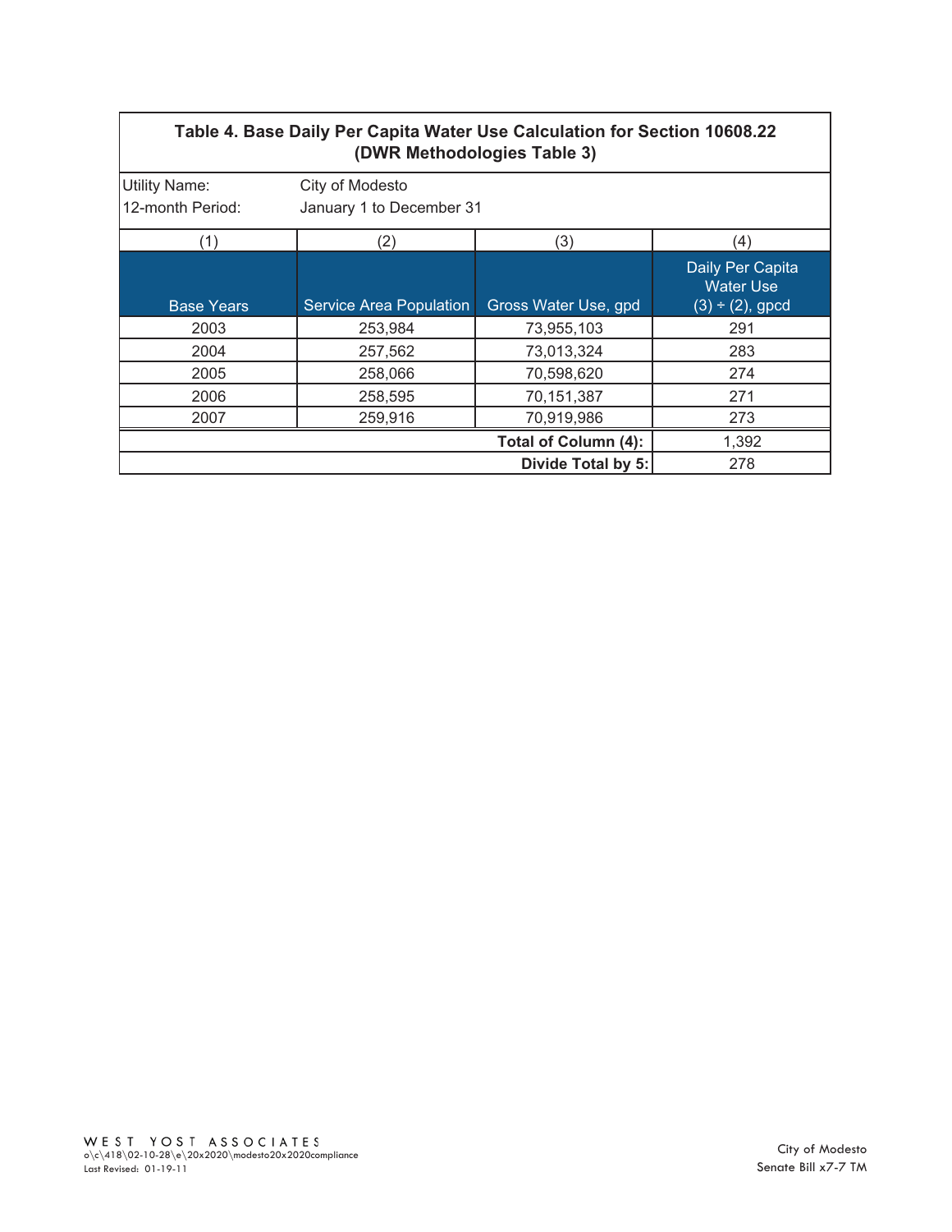**Table 4. Base Daily Per Capita Water Use Calculation for Section 10608.22 (DWR Methodologies Table 3)**

Utility Name: City of Modesto

12-month Period: January 1 to December 31

| (1) | (2) | (3) | (4) |
|---|---|---|---|
| Base Years | Service Area Population | Gross Water Use, gpd | Daily Per Capita Water Use (3) ÷ (2), gpcd |
| 2003 | 253,984 | 73,955,103 | 291 |
| 2004 | 257,562 | 73,013,324 | 283 |
| 2005 | 258,066 | 70,598,620 | 274 |
| 2006 | 258,595 | 70,151,387 | 271 |
| 2007 | 259,916 | 70,919,986 | 273 |
| | | **Total of Column (4):** | 1,392 |
| | | **Divide Total by 5:** | 278 |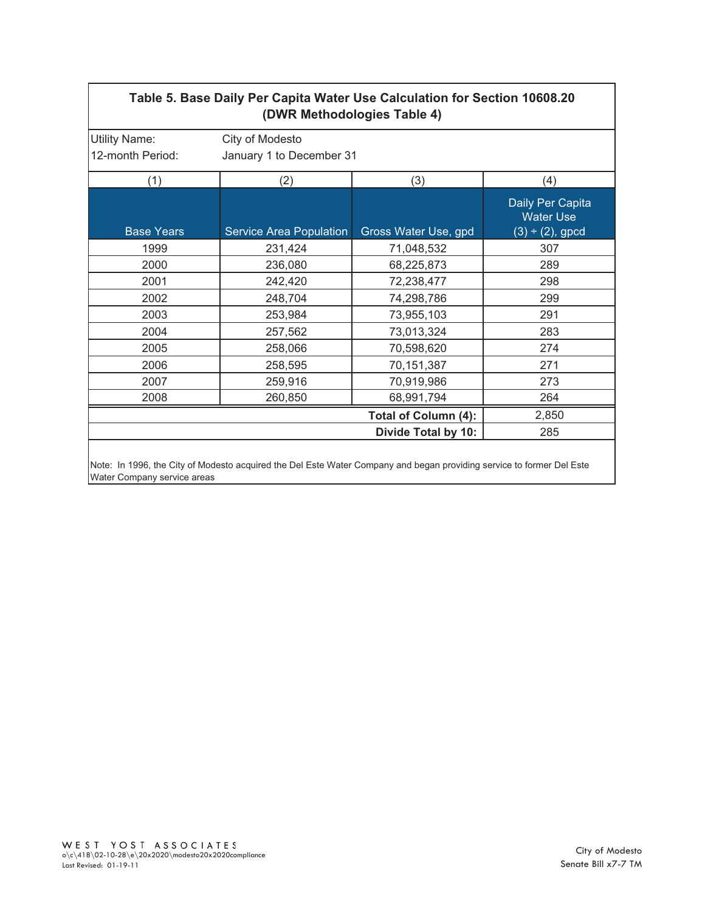## Table 5. Base Daily Per Capita Water Use Calculation for Section 10608.20 (DWR Methodologies Table 4)

Utility Name: City of Modesto

12-month Period: January 1 to December 31

| (1) | (2) | (3) | (4) |
|---|---|---|---|
| Base Years | Service Area Population | Gross Water Use, gpd | Daily Per Capita Water Use (3) ÷ (2), gpcd |
| 1999 | 231,424 | 71,048,532 | 307 |
| 2000 | 236,080 | 68,225,873 | 289 |
| 2001 | 242,420 | 72,238,477 | 298 |
| 2002 | 248,704 | 74,298,786 | 299 |
| 2003 | 253,984 | 73,955,103 | 291 |
| 2004 | 257,562 | 73,013,324 | 283 |
| 2005 | 258,066 | 70,598,620 | 274 |
| 2006 | 258,595 | 70,151,387 | 271 |
| 2007 | 259,916 | 70,919,986 | 273 |
| 2008 | 260,850 | 68,991,794 | 264 |
| | | **Total of Column (4):** | 2,850 |
| | | **Divide Total by 10:** | 285 |

Note: In 1996, the City of Modesto acquired the Del Este Water Company and began providing service to former Del Este Water Company service areas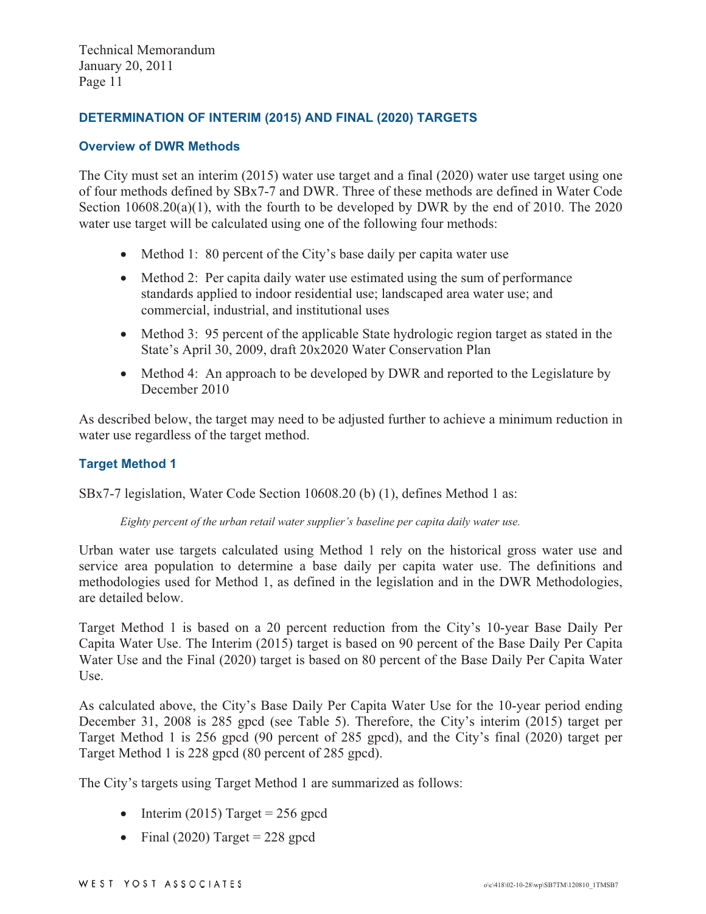## DETERMINATION OF INTERIM (2015) AND FINAL (2020) TARGETS

### Overview of DWR Methods

The City must set an interim (2015) water use target and a final (2020) water use target using one of four methods defined by SBx7-7 and DWR. Three of these methods are defined in Water Code Section 10608.20(a)(1), with the fourth to be developed by DWR by the end of 2010. The 2020 water use target will be calculated using one of the following four methods:

- Method 1: 80 percent of the City's base daily per capita water use
- Method 2: Per capita daily water use estimated using the sum of performance standards applied to indoor residential use; landscaped area water use; and commercial, industrial, and institutional uses
- Method 3: 95 percent of the applicable State hydrologic region target as stated in the State's April 30, 2009, draft 20x2020 Water Conservation Plan
- Method 4: An approach to be developed by DWR and reported to the Legislature by December 2010

As described below, the target may need to be adjusted further to achieve a minimum reduction in water use regardless of the target method.

### Target Method 1

SBx7-7 legislation, Water Code Section 10608.20 (b) (1), defines Method 1 as:

> *Eighty percent of the urban retail water supplier's baseline per capita daily water use.*

Urban water use targets calculated using Method 1 rely on the historical gross water use and service area population to determine a base daily per capita water use. The definitions and methodologies used for Method 1, as defined in the legislation and in the DWR Methodologies, are detailed below.

Target Method 1 is based on a 20 percent reduction from the City's 10-year Base Daily Per Capita Water Use. The Interim (2015) target is based on 90 percent of the Base Daily Per Capita Water Use and the Final (2020) target is based on 80 percent of the Base Daily Per Capita Water Use.

As calculated above, the City's Base Daily Per Capita Water Use for the 10-year period ending December 31, 2008 is 285 gpcd (see Table 5). Therefore, the City's interim (2015) target per Target Method 1 is 256 gpcd (90 percent of 285 gpcd), and the City's final (2020) target per Target Method 1 is 228 gpcd (80 percent of 285 gpcd).

The City's targets using Target Method 1 are summarized as follows:

- Interim (2015) Target = 256 gpcd
- Final (2020) Target = 228 gpcd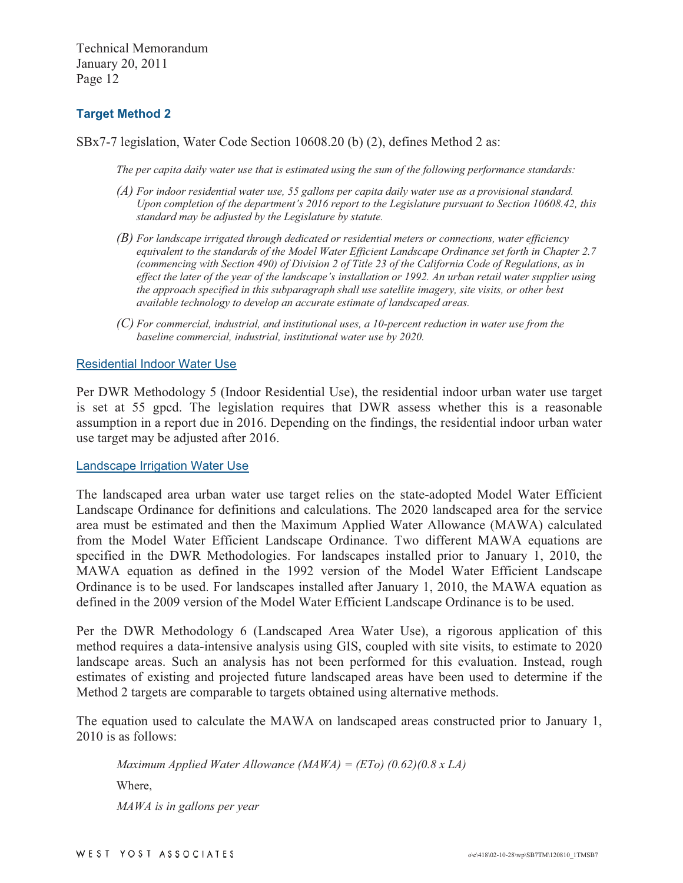### Target Method 2

SBx7-7 legislation, Water Code Section 10608.20 (b) (2), defines Method 2 as:

> *The per capita daily water use that is estimated using the sum of the following performance standards:*
>
> *(A) For indoor residential water use, 55 gallons per capita daily water use as a provisional standard. Upon completion of the department's 2016 report to the Legislature pursuant to Section 10608.42, this standard may be adjusted by the Legislature by statute.*
>
> *(B) For landscape irrigated through dedicated or residential meters or connections, water efficiency equivalent to the standards of the Model Water Efficient Landscape Ordinance set forth in Chapter 2.7 (commencing with Section 490) of Division 2 of Title 23 of the California Code of Regulations, as in effect the later of the year of the landscape's installation or 1992. An urban retail water supplier using the approach specified in this subparagraph shall use satellite imagery, site visits, or other best available technology to develop an accurate estimate of landscaped areas.*
>
> *(C) For commercial, industrial, and institutional uses, a 10-percent reduction in water use from the baseline commercial, industrial, institutional water use by 2020.*

#### Residential Indoor Water Use

Per DWR Methodology 5 (Indoor Residential Use), the residential indoor urban water use target is set at 55 gpcd. The legislation requires that DWR assess whether this is a reasonable assumption in a report due in 2016. Depending on the findings, the residential indoor urban water use target may be adjusted after 2016.

#### Landscape Irrigation Water Use

The landscaped area urban water use target relies on the state-adopted Model Water Efficient Landscape Ordinance for definitions and calculations. The 2020 landscaped area for the service area must be estimated and then the Maximum Applied Water Allowance (MAWA) calculated from the Model Water Efficient Landscape Ordinance. Two different MAWA equations are specified in the DWR Methodologies. For landscapes installed prior to January 1, 2010, the MAWA equation as defined in the 1992 version of the Model Water Efficient Landscape Ordinance is to be used. For landscapes installed after January 1, 2010, the MAWA equation as defined in the 2009 version of the Model Water Efficient Landscape Ordinance is to be used.

Per the DWR Methodology 6 (Landscaped Area Water Use), a rigorous application of this method requires a data-intensive analysis using GIS, coupled with site visits, to estimate to 2020 landscape areas. Such an analysis has not been performed for this evaluation. Instead, rough estimates of existing and projected future landscaped areas have been used to determine if the Method 2 targets are comparable to targets obtained using alternative methods.

The equation used to calculate the MAWA on landscaped areas constructed prior to January 1, 2010 is as follows:

*Maximum Applied Water Allowance (MAWA) = (ETo) (0.62)(0.8 x LA)*

Where,

*MAWA is in gallons per year*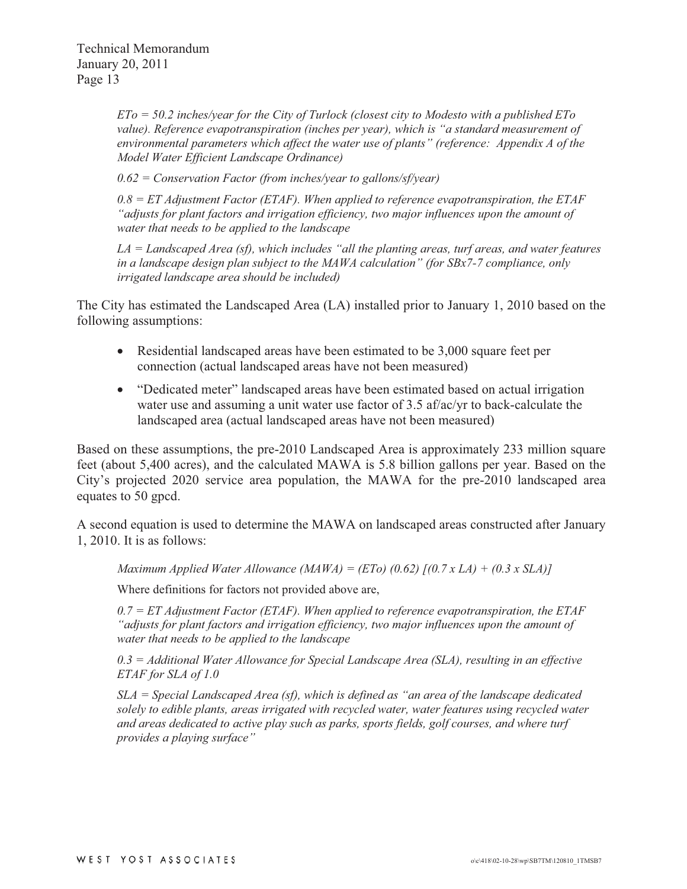*ETo = 50.2 inches/year for the City of Turlock (closest city to Modesto with a published ETo value). Reference evapotranspiration (inches per year), which is "a standard measurement of environmental parameters which affect the water use of plants" (reference: Appendix A of the Model Water Efficient Landscape Ordinance)*

*0.62 = Conservation Factor (from inches/year to gallons/sf/year)*

*0.8 = ET Adjustment Factor (ETAF). When applied to reference evapotranspiration, the ETAF "adjusts for plant factors and irrigation efficiency, two major influences upon the amount of water that needs to be applied to the landscape*

*LA = Landscaped Area (sf), which includes "all the planting areas, turf areas, and water features in a landscape design plan subject to the MAWA calculation" (for SBx7-7 compliance, only irrigated landscape area should be included)*

The City has estimated the Landscaped Area (LA) installed prior to January 1, 2010 based on the following assumptions:

- Residential landscaped areas have been estimated to be 3,000 square feet per connection (actual landscaped areas have not been measured)
- "Dedicated meter" landscaped areas have been estimated based on actual irrigation water use and assuming a unit water use factor of 3.5 af/ac/yr to back-calculate the landscaped area (actual landscaped areas have not been measured)

Based on these assumptions, the pre-2010 Landscaped Area is approximately 233 million square feet (about 5,400 acres), and the calculated MAWA is 5.8 billion gallons per year. Based on the City's projected 2020 service area population, the MAWA for the pre-2010 landscaped area equates to 50 gpcd.

A second equation is used to determine the MAWA on landscaped areas constructed after January 1, 2010. It is as follows:

*Maximum Applied Water Allowance (MAWA) = (ETo) (0.62) [(0.7 x LA) + (0.3 x SLA)]*

Where definitions for factors not provided above are,

*0.7 = ET Adjustment Factor (ETAF). When applied to reference evapotranspiration, the ETAF "adjusts for plant factors and irrigation efficiency, two major influences upon the amount of water that needs to be applied to the landscape*

*0.3 = Additional Water Allowance for Special Landscape Area (SLA), resulting in an effective ETAF for SLA of 1.0*

*SLA = Special Landscaped Area (sf), which is defined as "an area of the landscape dedicated solely to edible plants, areas irrigated with recycled water, water features using recycled water and areas dedicated to active play such as parks, sports fields, golf courses, and where turf provides a playing surface"*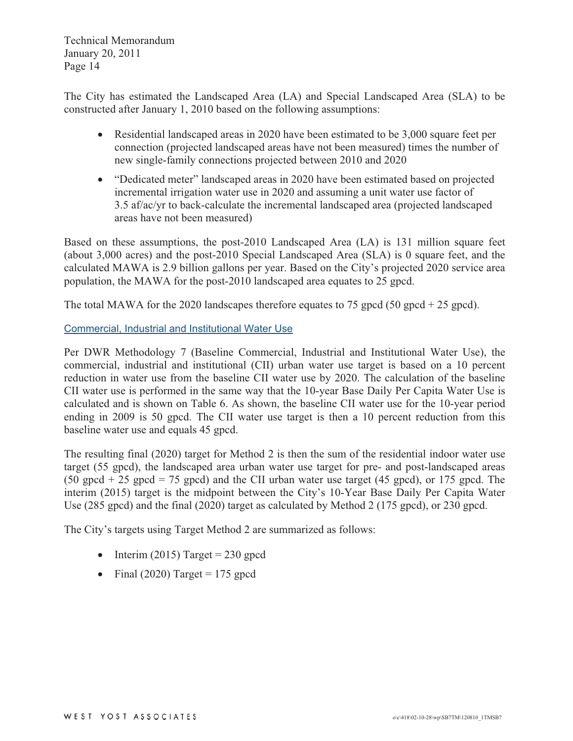The City has estimated the Landscaped Area (LA) and Special Landscaped Area (SLA) to be constructed after January 1, 2010 based on the following assumptions:

- Residential landscaped areas in 2020 have been estimated to be 3,000 square feet per connection (projected landscaped areas have not been measured) times the number of new single-family connections projected between 2010 and 2020
- "Dedicated meter" landscaped areas in 2020 have been estimated based on projected incremental irrigation water use in 2020 and assuming a unit water use factor of 3.5 af/ac/yr to back-calculate the incremental landscaped area (projected landscaped areas have not been measured)

Based on these assumptions, the post-2010 Landscaped Area (LA) is 131 million square feet (about 3,000 acres) and the post-2010 Special Landscaped Area (SLA) is 0 square feet, and the calculated MAWA is 2.9 billion gallons per year. Based on the City's projected 2020 service area population, the MAWA for the post-2010 landscaped area equates to 25 gpcd.

The total MAWA for the 2020 landscapes therefore equates to 75 gpcd (50 gpcd + 25 gpcd).

## Commercial, Industrial and Institutional Water Use

Per DWR Methodology 7 (Baseline Commercial, Industrial and Institutional Water Use), the commercial, industrial and institutional (CII) urban water use target is based on a 10 percent reduction in water use from the baseline CII water use by 2020. The calculation of the baseline CII water use is performed in the same way that the 10-year Base Daily Per Capita Water Use is calculated and is shown on Table 6. As shown, the baseline CII water use for the 10-year period ending in 2009 is 50 gpcd. The CII water use target is then a 10 percent reduction from this baseline water use and equals 45 gpcd.

The resulting final (2020) target for Method 2 is then the sum of the residential indoor water use target (55 gpcd), the landscaped area urban water use target for pre- and post-landscaped areas (50 gpcd + 25 gpcd = 75 gpcd) and the CII urban water use target (45 gpcd), or 175 gpcd. The interim (2015) target is the midpoint between the City's 10-Year Base Daily Per Capita Water Use (285 gpcd) and the final (2020) target as calculated by Method 2 (175 gpcd), or 230 gpcd.

The City's targets using Target Method 2 are summarized as follows:

- Interim (2015) Target = 230 gpcd
- Final (2020) Target = 175 gpcd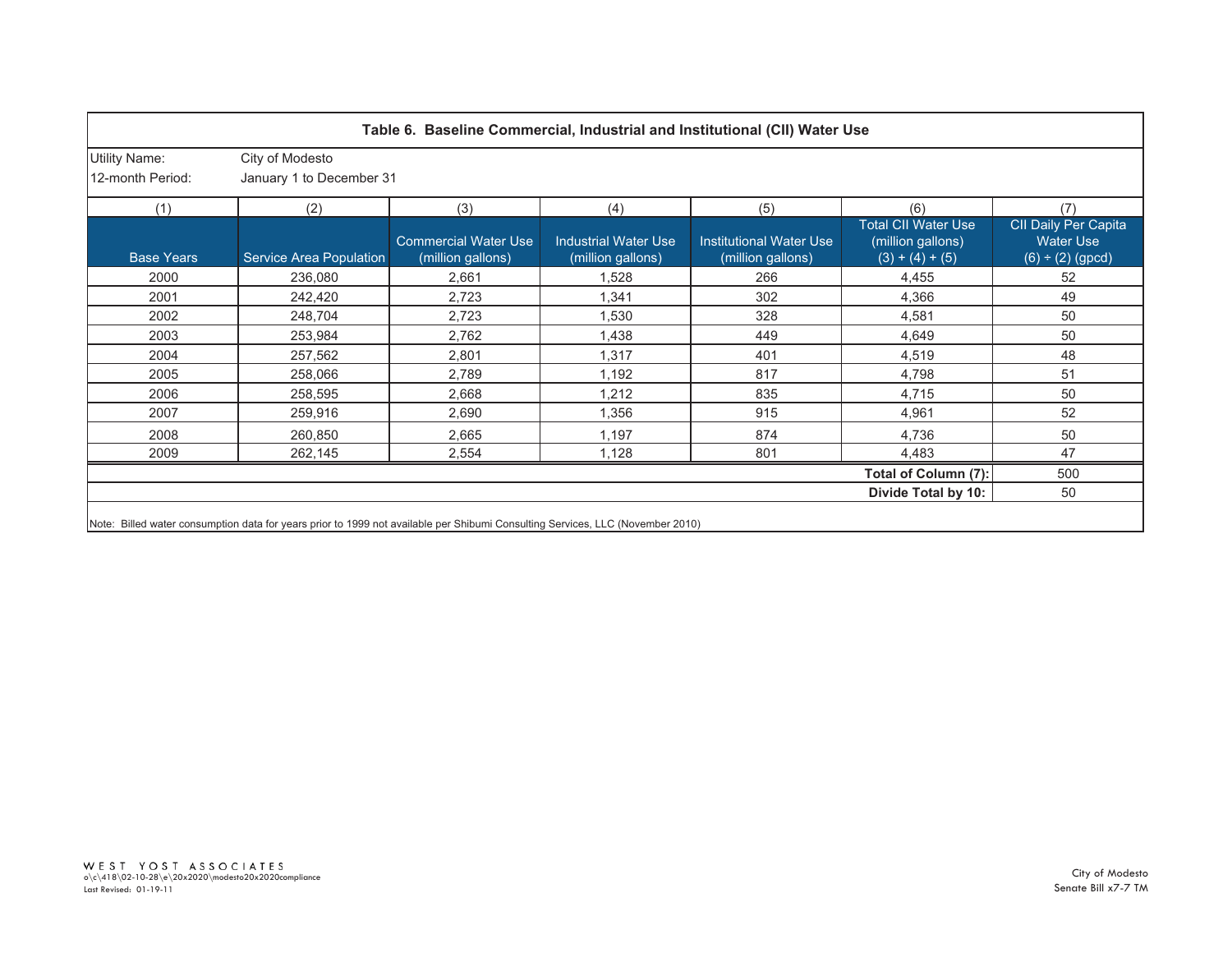**Table 6. Baseline Commercial, Industrial and Institutional (CII) Water Use**

Utility Name: City of Modesto

12-month Period: January 1 to December 31

| (1) | (2) | (3) | (4) | (5) | (6) | (7) |
|---|---|---|---|---|---|---|
| Base Years | Service Area Population | Commercial Water Use (million gallons) | Industrial Water Use (million gallons) | Institutional Water Use (million gallons) | Total CII Water Use (million gallons) (3) + (4) + (5) | CII Daily Per Capita Water Use (6) ÷ (2) (gpcd) |
| 2000 | 236,080 | 2,661 | 1,528 | 266 | 4,455 | 52 |
| 2001 | 242,420 | 2,723 | 1,341 | 302 | 4,366 | 49 |
| 2002 | 248,704 | 2,723 | 1,530 | 328 | 4,581 | 50 |
| 2003 | 253,984 | 2,762 | 1,438 | 449 | 4,649 | 50 |
| 2004 | 257,562 | 2,801 | 1,317 | 401 | 4,519 | 48 |
| 2005 | 258,066 | 2,789 | 1,192 | 817 | 4,798 | 51 |
| 2006 | 258,595 | 2,668 | 1,212 | 835 | 4,715 | 50 |
| 2007 | 259,916 | 2,690 | 1,356 | 915 | 4,961 | 52 |
| 2008 | 260,850 | 2,665 | 1,197 | 874 | 4,736 | 50 |
| 2009 | 262,145 | 2,554 | 1,128 | 801 | 4,483 | 47 |
| | | | | | **Total of Column (7):** | 500 |
| | | | | | **Divide Total by 10:** | 50 |

Note: Billed water consumption data for years prior to 1999 not available per Shibumi Consulting Services, LLC (November 2010)

WEST YOST ASSOCIATES
o\c\418\02-10-28\e\20x2020\modesto20x2020compliance
Last Revised: 01-19-11

City of Modesto
Senate Bill x7-7 TM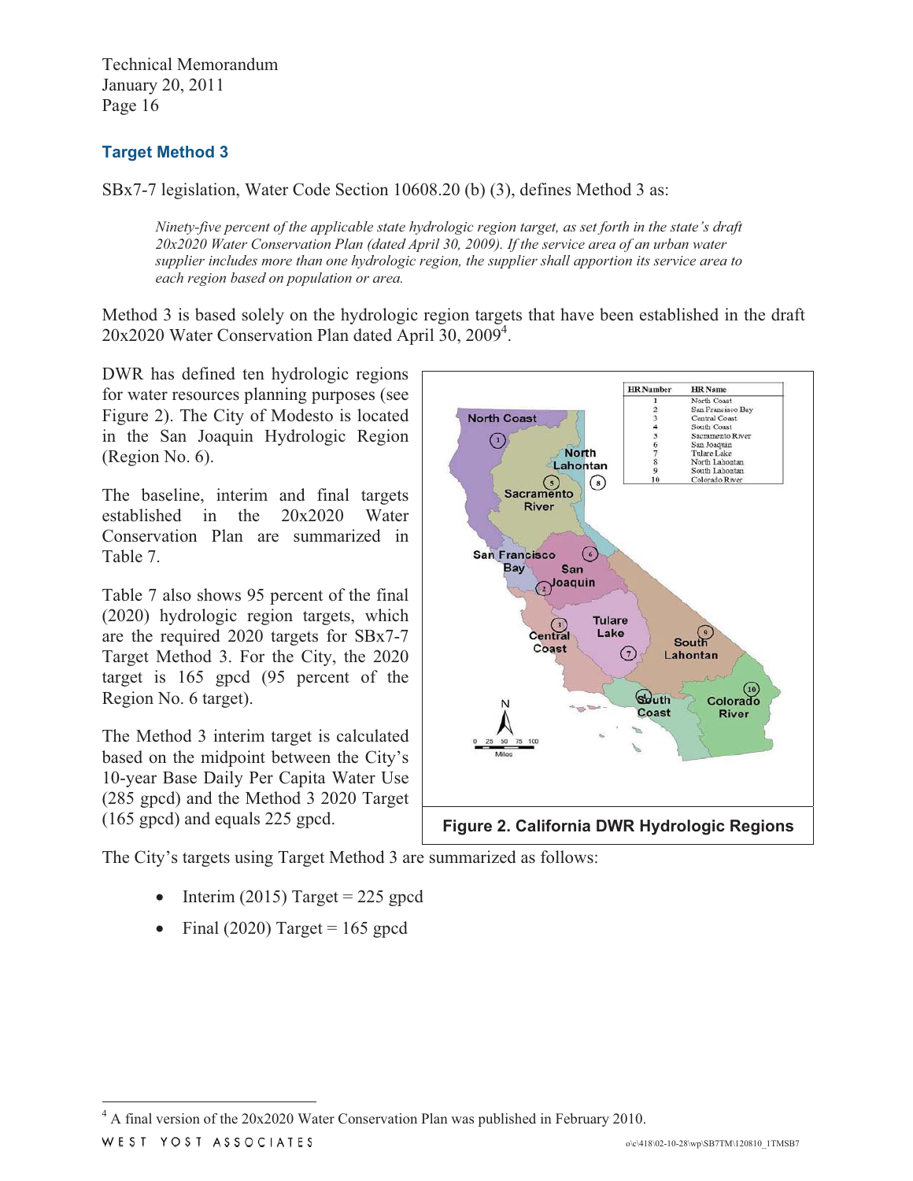### Target Method 3

SBx7-7 legislation, Water Code Section 10608.20 (b) (3), defines Method 3 as:

> *Ninety-five percent of the applicable state hydrologic region target, as set forth in the state's draft 20x2020 Water Conservation Plan (dated April 30, 2009). If the service area of an urban water supplier includes more than one hydrologic region, the supplier shall apportion its service area to each region based on population or area.*

Method 3 is based solely on the hydrologic region targets that have been established in the draft 20x2020 Water Conservation Plan dated April 30, 2009[4].

DWR has defined ten hydrologic regions for water resources planning purposes (see Figure 2). The City of Modesto is located in the San Joaquin Hydrologic Region (Region No. 6).

The baseline, interim and final targets established in the 20x2020 Water Conservation Plan are summarized in Table 7.

Table 7 also shows 95 percent of the final (2020) hydrologic region targets, which are the required 2020 targets for SBx7-7 Target Method 3. For the City, the 2020 target is 165 gpcd (95 percent of the Region No. 6 target).

The Method 3 interim target is calculated based on the midpoint between the City's 10-year Base Daily Per Capita Water Use (285 gpcd) and the Method 3 2020 Target (165 gpcd) and equals 225 gpcd.

| HR Number | HR Name |
|---|---|
| 1 | North Coast |
| 2 | San Francisco Bay |
| 3 | Central Coast |
| 4 | South Coast |
| 5 | Sacramento River |
| 6 | San Joaquin |
| 7 | Tulare Lake |
| 8 | North Lahontan |
| 9 | South Lahontan |
| 10 | Colorado River |

**Figure 2. California DWR Hydrologic Regions**

The City's targets using Target Method 3 are summarized as follows:

- Interim (2015) Target = 225 gpcd
- Final (2020) Target = 165 gpcd

[4] A final version of the 20x2020 Water Conservation Plan was published in February 2010.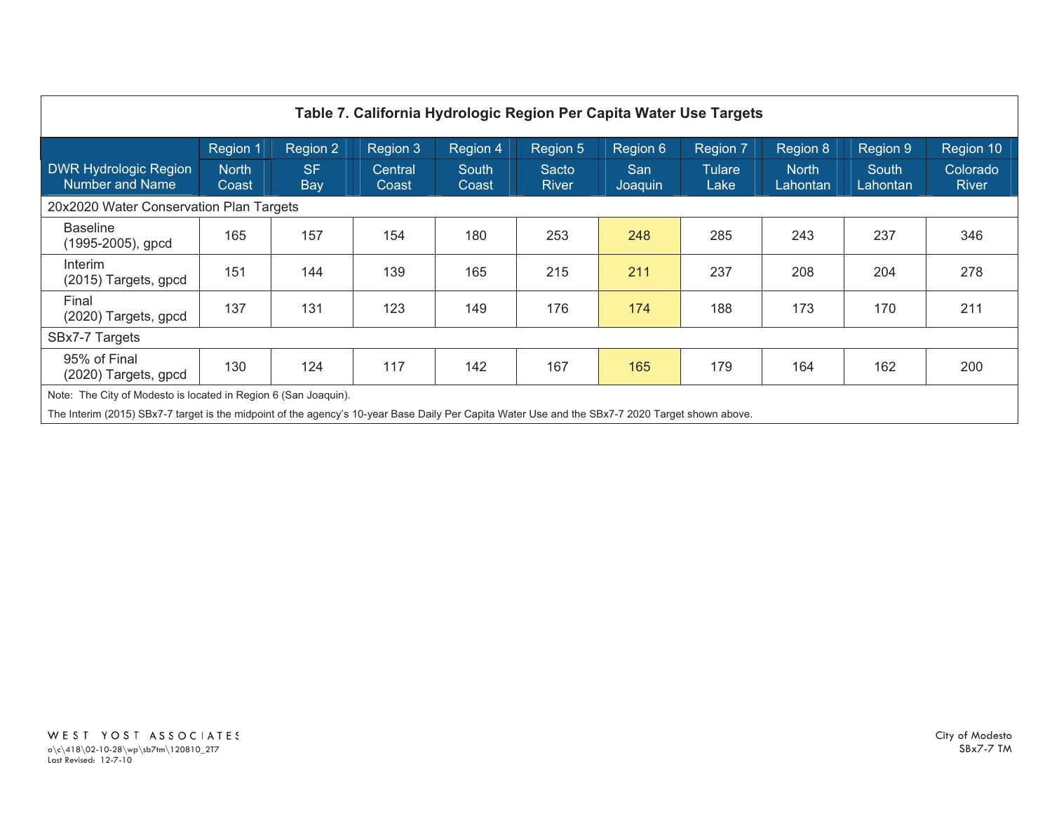**Table 7. California Hydrologic Region Per Capita Water Use Targets**

| DWR Hydrologic Region Number and Name | Region 1 North Coast | Region 2 SF Bay | Region 3 Central Coast | Region 4 South Coast | Region 5 Sacto River | Region 6 San Joaquin | Region 7 Tulare Lake | Region 8 North Lahontan | Region 9 South Lahontan | Region 10 Colorado River |
|---|---|---|---|---|---|---|---|---|---|---|
| 20x2020 Water Conservation Plan Targets | | | | | | | | | | |
| Baseline (1995-2005), gpcd | 165 | 157 | 154 | 180 | 253 | 248 | 285 | 243 | 237 | 346 |
| Interim (2015) Targets, gpcd | 151 | 144 | 139 | 165 | 215 | 211 | 237 | 208 | 204 | 278 |
| Final (2020) Targets, gpcd | 137 | 131 | 123 | 149 | 176 | 174 | 188 | 173 | 170 | 211 |
| SBx7-7 Targets | | | | | | | | | | |
| 95% of Final (2020) Targets, gpcd | 130 | 124 | 117 | 142 | 167 | 165 | 179 | 164 | 162 | 200 |

Note: The City of Modesto is located in Region 6 (San Joaquin).

The Interim (2015) SBx7-7 target is the midpoint of the agency's 10-year Base Daily Per Capita Water Use and the SBx7-7 2020 Target shown above.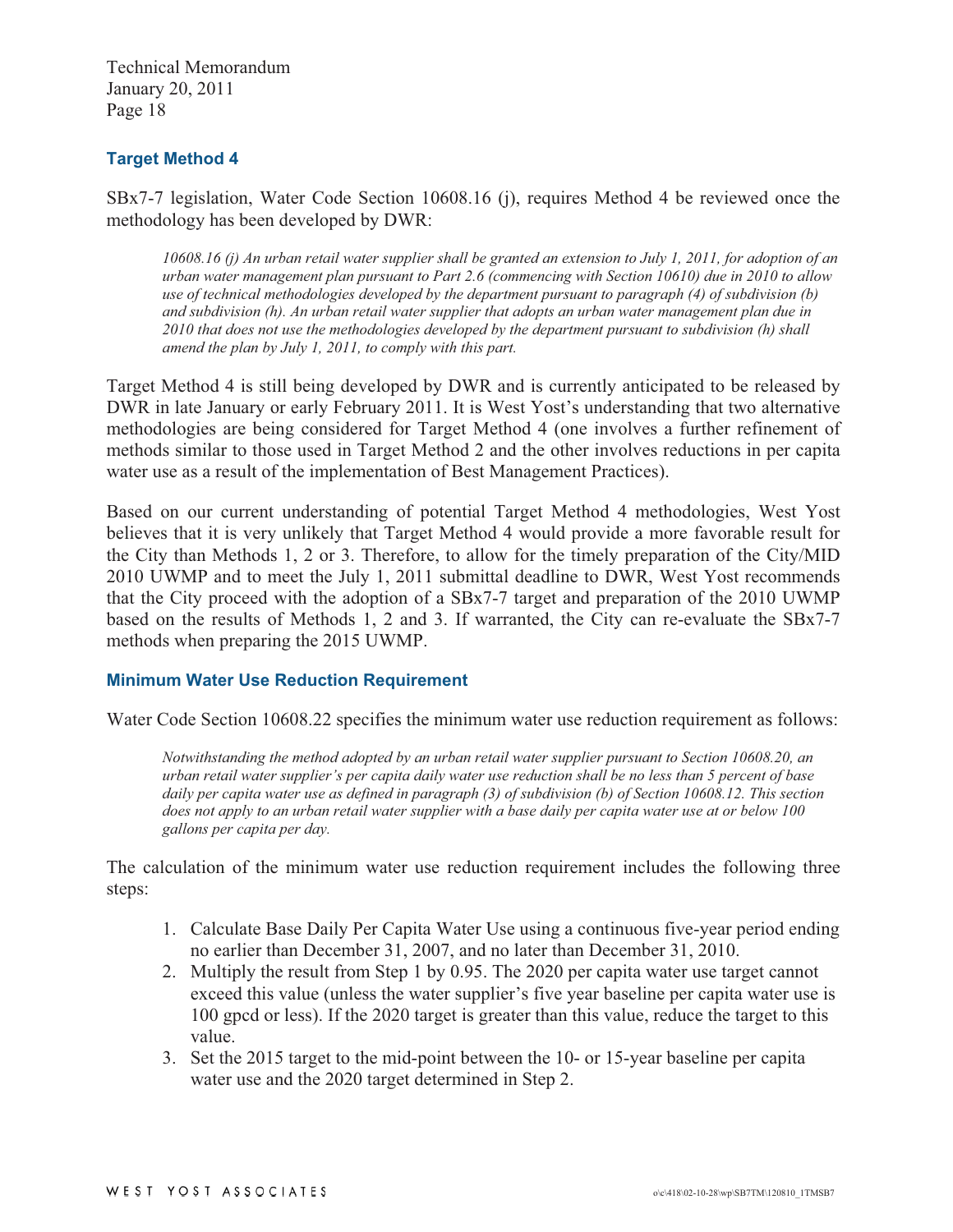### Target Method 4

SBx7-7 legislation, Water Code Section 10608.16 (j), requires Method 4 be reviewed once the methodology has been developed by DWR:

> *10608.16 (j) An urban retail water supplier shall be granted an extension to July 1, 2011, for adoption of an urban water management plan pursuant to Part 2.6 (commencing with Section 10610) due in 2010 to allow use of technical methodologies developed by the department pursuant to paragraph (4) of subdivision (b) and subdivision (h). An urban retail water supplier that adopts an urban water management plan due in 2010 that does not use the methodologies developed by the department pursuant to subdivision (h) shall amend the plan by July 1, 2011, to comply with this part.*

Target Method 4 is still being developed by DWR and is currently anticipated to be released by DWR in late January or early February 2011. It is West Yost's understanding that two alternative methodologies are being considered for Target Method 4 (one involves a further refinement of methods similar to those used in Target Method 2 and the other involves reductions in per capita water use as a result of the implementation of Best Management Practices).

Based on our current understanding of potential Target Method 4 methodologies, West Yost believes that it is very unlikely that Target Method 4 would provide a more favorable result for the City than Methods 1, 2 or 3. Therefore, to allow for the timely preparation of the City/MID 2010 UWMP and to meet the July 1, 2011 submittal deadline to DWR, West Yost recommends that the City proceed with the adoption of a SBx7-7 target and preparation of the 2010 UWMP based on the results of Methods 1, 2 and 3. If warranted, the City can re-evaluate the SBx7-7 methods when preparing the 2015 UWMP.

### Minimum Water Use Reduction Requirement

Water Code Section 10608.22 specifies the minimum water use reduction requirement as follows:

> *Notwithstanding the method adopted by an urban retail water supplier pursuant to Section 10608.20, an urban retail water supplier's per capita daily water use reduction shall be no less than 5 percent of base daily per capita water use as defined in paragraph (3) of subdivision (b) of Section 10608.12. This section does not apply to an urban retail water supplier with a base daily per capita water use at or below 100 gallons per capita per day.*

The calculation of the minimum water use reduction requirement includes the following three steps:

1. Calculate Base Daily Per Capita Water Use using a continuous five-year period ending no earlier than December 31, 2007, and no later than December 31, 2010.
2. Multiply the result from Step 1 by 0.95. The 2020 per capita water use target cannot exceed this value (unless the water supplier's five year baseline per capita water use is 100 gpcd or less). If the 2020 target is greater than this value, reduce the target to this value.
3. Set the 2015 target to the mid-point between the 10- or 15-year baseline per capita water use and the 2020 target determined in Step 2.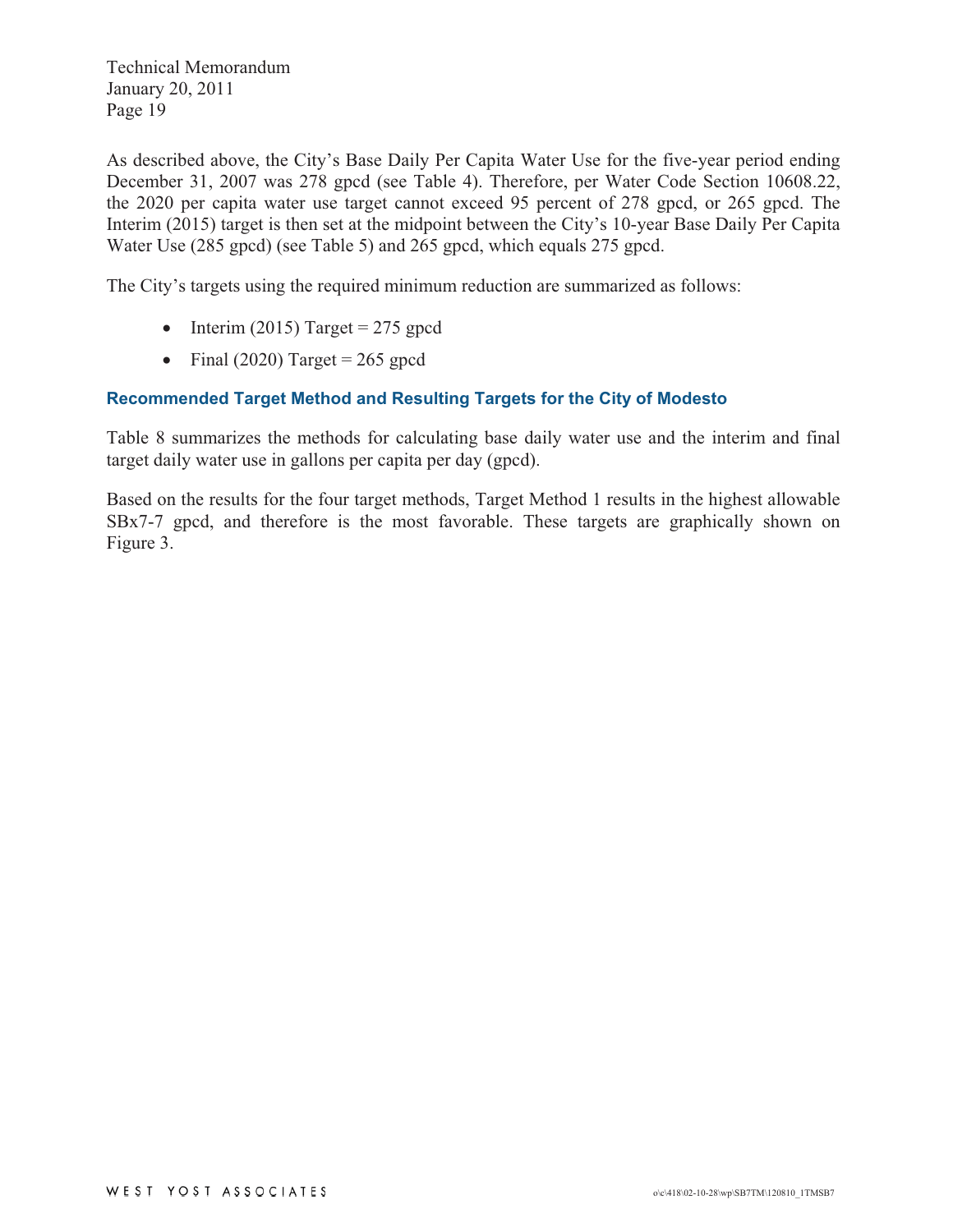As described above, the City's Base Daily Per Capita Water Use for the five-year period ending December 31, 2007 was 278 gpcd (see Table 4). Therefore, per Water Code Section 10608.22, the 2020 per capita water use target cannot exceed 95 percent of 278 gpcd, or 265 gpcd. The Interim (2015) target is then set at the midpoint between the City's 10-year Base Daily Per Capita Water Use (285 gpcd) (see Table 5) and 265 gpcd, which equals 275 gpcd.

The City's targets using the required minimum reduction are summarized as follows:

- Interim (2015) Target = 275 gpcd
- Final (2020) Target = 265 gpcd

### Recommended Target Method and Resulting Targets for the City of Modesto

Table 8 summarizes the methods for calculating base daily water use and the interim and final target daily water use in gallons per capita per day (gpcd).

Based on the results for the four target methods, Target Method 1 results in the highest allowable SBx7-7 gpcd, and therefore is the most favorable. These targets are graphically shown on Figure 3.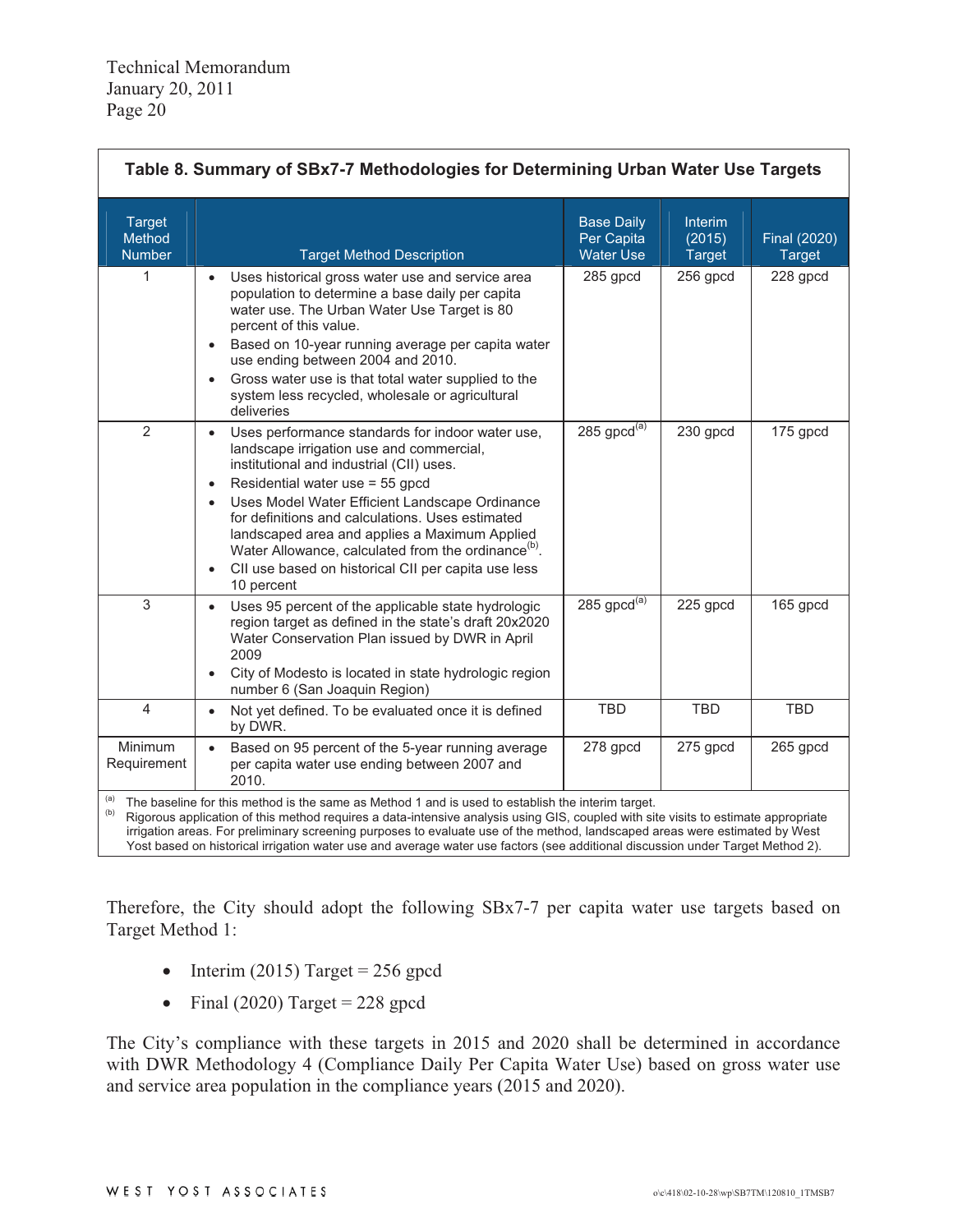Technical Memorandum
January 20, 2011
Page 20

**Table 8. Summary of SBx7-7 Methodologies for Determining Urban Water Use Targets**

| Target Method Number | Target Method Description | Base Daily Per Capita Water Use | Interim (2015) Target | Final (2020) Target |
|---|---|---|---|---|
| 1 | • Uses historical gross water use and service area population to determine a base daily per capita water use. The Urban Water Use Target is 80 percent of this value.<br>• Based on 10-year running average per capita water use ending between 2004 and 2010.<br>• Gross water use is that total water supplied to the system less recycled, wholesale or agricultural deliveries | 285 gpcd | 256 gpcd | 228 gpcd |
| 2 | • Uses performance standards for indoor water use, landscape irrigation use and commercial, institutional and industrial (CII) uses.<br>• Residential water use = 55 gpcd<br>• Uses Model Water Efficient Landscape Ordinance for definitions and calculations. Uses estimated landscaped area and applies a Maximum Applied Water Allowance, calculated from the ordinance[b].<br>• CII use based on historical CII per capita use less 10 percent | 285 gpcd[a] | 230 gpcd | 175 gpcd |
| 3 | • Uses 95 percent of the applicable state hydrologic region target as defined in the state's draft 20x2020 Water Conservation Plan issued by DWR in April 2009<br>• City of Modesto is located in state hydrologic region number 6 (San Joaquin Region) | 285 gpcd[a] | 225 gpcd | 165 gpcd |
| 4 | • Not yet defined. To be evaluated once it is defined by DWR. | TBD | TBD | TBD |
| Minimum Requirement | • Based on 95 percent of the 5-year running average per capita water use ending between 2007 and 2010. | 278 gpcd | 275 gpcd | 265 gpcd |

[a] The baseline for this method is the same as Method 1 and is used to establish the interim target.
[b] Rigorous application of this method requires a data-intensive analysis using GIS, coupled with site visits to estimate appropriate irrigation areas. For preliminary screening purposes to evaluate use of the method, landscaped areas were estimated by West Yost based on historical irrigation water use and average water use factors (see additional discussion under Target Method 2).

Therefore, the City should adopt the following SBx7-7 per capita water use targets based on Target Method 1:

- Interim (2015) Target = 256 gpcd
- Final (2020) Target = 228 gpcd

The City's compliance with these targets in 2015 and 2020 shall be determined in accordance with DWR Methodology 4 (Compliance Daily Per Capita Water Use) based on gross water use and service area population in the compliance years (2015 and 2020).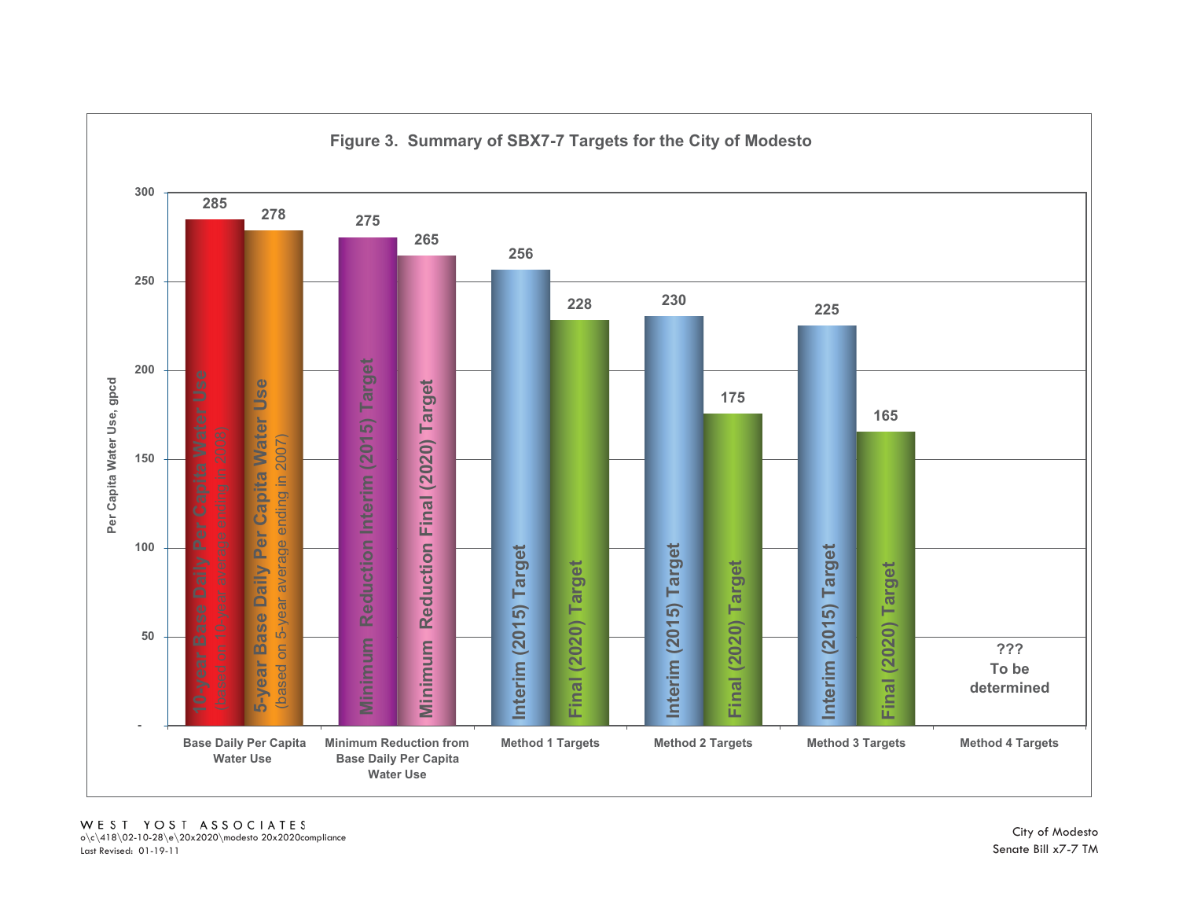**Figure 3. Summary of SBX7-7 Targets for the City of Modesto**

| Category | Bar | Per Capita Water Use, gpcd |
|---|---|---|
| Base Daily Per Capita Water Use | 10-year Base Daily Per Capita Water Use (based on 10-year average ending in 2008) | 285 |
| Base Daily Per Capita Water Use | 5-year Base Daily Per Capita Water Use (based on 5-year average ending in 2007) | 278 |
| Minimum Reduction from Base Daily Per Capita Water Use | Minimum Reduction Interim (2015) Target | 275 |
| Minimum Reduction from Base Daily Per Capita Water Use | Minimum Reduction Final (2020) Target | 265 |
| Method 1 Targets | Interim (2015) Target | 256 |
| Method 1 Targets | Final (2020) Target | 228 |
| Method 2 Targets | Interim (2015) Target | 230 |
| Method 2 Targets | Final (2020) Target | 175 |
| Method 3 Targets | Interim (2015) Target | 225 |
| Method 3 Targets | Final (2020) Target | 165 |
| Method 4 Targets | ??? To be determined | |

WEST YOST ASSOCIATES
o\c\418\02-10-28\e\20x2020\modesto 20x2020compliance
Last Revised: 01-19-11

City of Modesto
Senate Bill x7-7 TM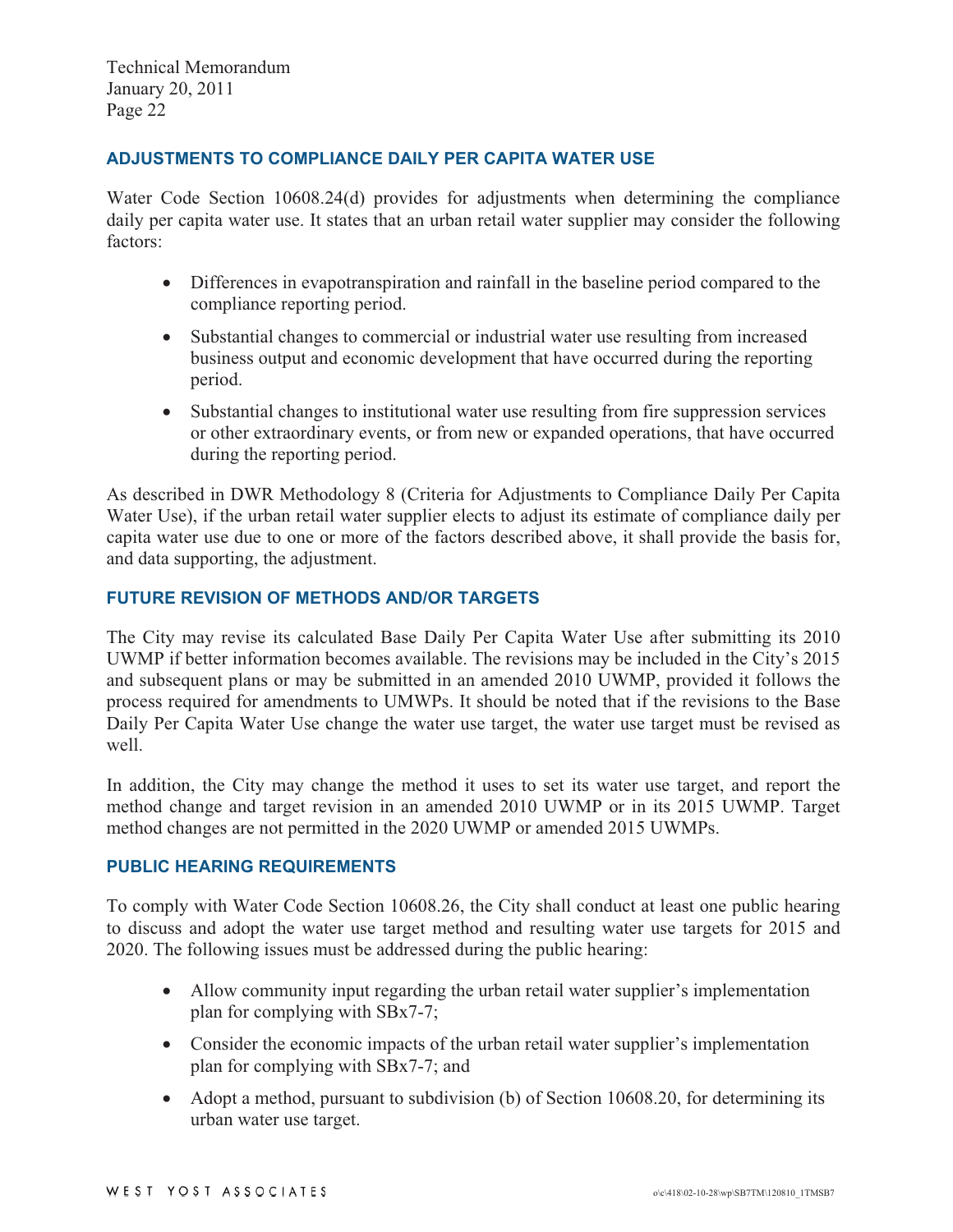### ADJUSTMENTS TO COMPLIANCE DAILY PER CAPITA WATER USE

Water Code Section 10608.24(d) provides for adjustments when determining the compliance daily per capita water use. It states that an urban retail water supplier may consider the following factors:

- Differences in evapotranspiration and rainfall in the baseline period compared to the compliance reporting period.
- Substantial changes to commercial or industrial water use resulting from increased business output and economic development that have occurred during the reporting period.
- Substantial changes to institutional water use resulting from fire suppression services or other extraordinary events, or from new or expanded operations, that have occurred during the reporting period.

As described in DWR Methodology 8 (Criteria for Adjustments to Compliance Daily Per Capita Water Use), if the urban retail water supplier elects to adjust its estimate of compliance daily per capita water use due to one or more of the factors described above, it shall provide the basis for, and data supporting, the adjustment.

### FUTURE REVISION OF METHODS AND/OR TARGETS

The City may revise its calculated Base Daily Per Capita Water Use after submitting its 2010 UWMP if better information becomes available. The revisions may be included in the City's 2015 and subsequent plans or may be submitted in an amended 2010 UWMP, provided it follows the process required for amendments to UMWPs. It should be noted that if the revisions to the Base Daily Per Capita Water Use change the water use target, the water use target must be revised as well.

In addition, the City may change the method it uses to set its water use target, and report the method change and target revision in an amended 2010 UWMP or in its 2015 UWMP. Target method changes are not permitted in the 2020 UWMP or amended 2015 UWMPs.

### PUBLIC HEARING REQUIREMENTS

To comply with Water Code Section 10608.26, the City shall conduct at least one public hearing to discuss and adopt the water use target method and resulting water use targets for 2015 and 2020. The following issues must be addressed during the public hearing:

- Allow community input regarding the urban retail water supplier's implementation plan for complying with SBx7-7;
- Consider the economic impacts of the urban retail water supplier's implementation plan for complying with SBx7-7; and
- Adopt a method, pursuant to subdivision (b) of Section 10608.20, for determining its urban water use target.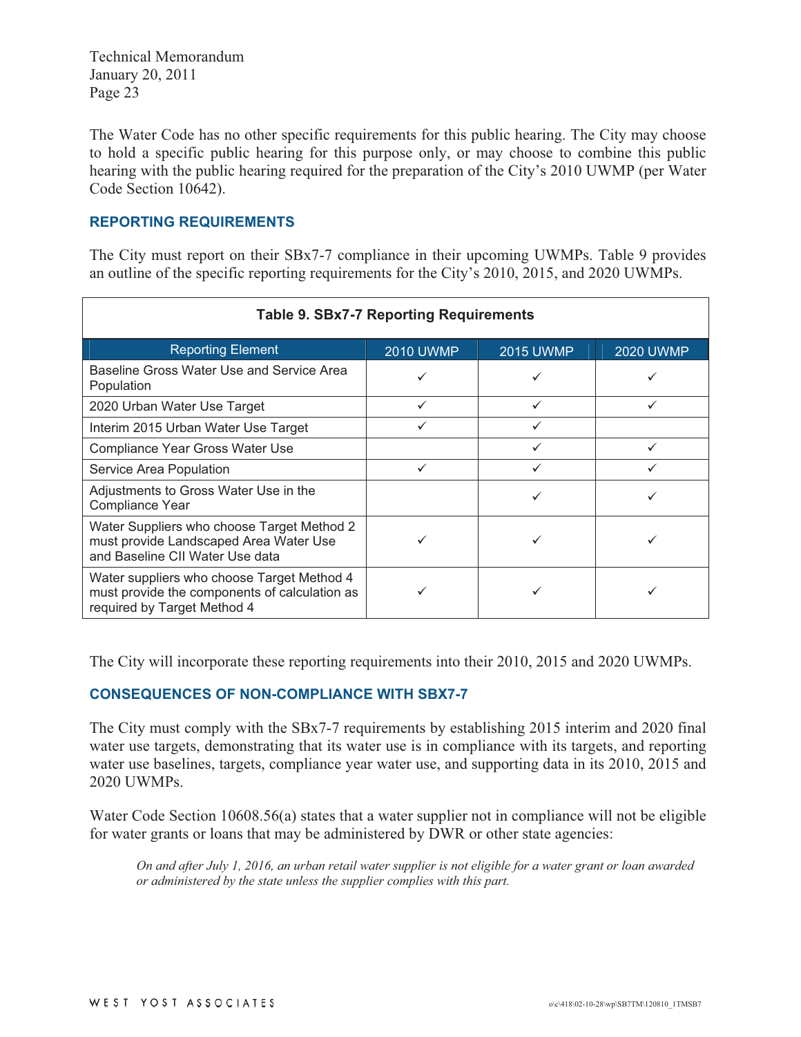The Water Code has no other specific requirements for this public hearing. The City may choose to hold a specific public hearing for this purpose only, or may choose to combine this public hearing with the public hearing required for the preparation of the City's 2010 UWMP (per Water Code Section 10642).

## REPORTING REQUIREMENTS

The City must report on their SBx7-7 compliance in their upcoming UWMPs. Table 9 provides an outline of the specific reporting requirements for the City's 2010, 2015, and 2020 UWMPs.

**Table 9. SBx7-7 Reporting Requirements**

| Reporting Element | 2010 UWMP | 2015 UWMP | 2020 UWMP |
|---|---|---|---|
| Baseline Gross Water Use and Service Area Population | ✓ | ✓ | ✓ |
| 2020 Urban Water Use Target | ✓ | ✓ | ✓ |
| Interim 2015 Urban Water Use Target | ✓ | ✓ | |
| Compliance Year Gross Water Use | | ✓ | ✓ |
| Service Area Population | ✓ | ✓ | ✓ |
| Adjustments to Gross Water Use in the Compliance Year | | ✓ | ✓ |
| Water Suppliers who choose Target Method 2 must provide Landscaped Area Water Use and Baseline CII Water Use data | ✓ | ✓ | ✓ |
| Water suppliers who choose Target Method 4 must provide the components of calculation as required by Target Method 4 | ✓ | ✓ | ✓ |

The City will incorporate these reporting requirements into their 2010, 2015 and 2020 UWMPs.

## CONSEQUENCES OF NON-COMPLIANCE WITH SBX7-7

The City must comply with the SBx7-7 requirements by establishing 2015 interim and 2020 final water use targets, demonstrating that its water use is in compliance with its targets, and reporting water use baselines, targets, compliance year water use, and supporting data in its 2010, 2015 and 2020 UWMPs.

Water Code Section 10608.56(a) states that a water supplier not in compliance will not be eligible for water grants or loans that may be administered by DWR or other state agencies:

> *On and after July 1, 2016, an urban retail water supplier is not eligible for a water grant or loan awarded or administered by the state unless the supplier complies with this part.*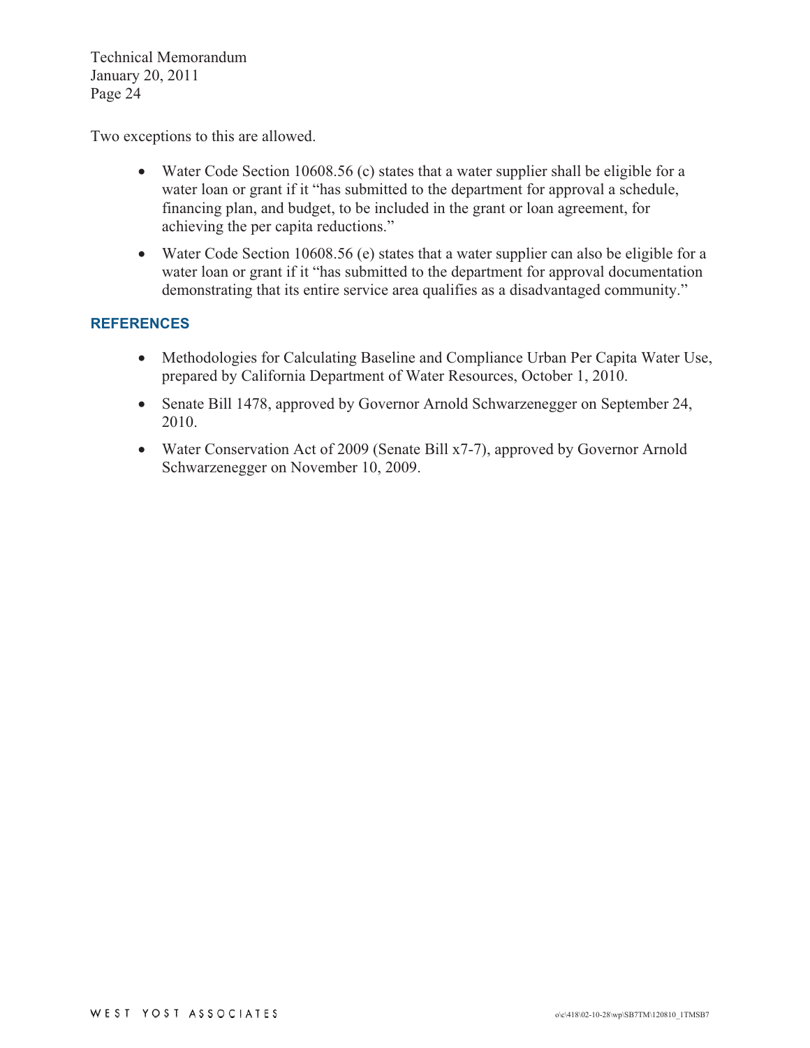Two exceptions to this are allowed.

- Water Code Section 10608.56 (c) states that a water supplier shall be eligible for a water loan or grant if it "has submitted to the department for approval a schedule, financing plan, and budget, to be included in the grant or loan agreement, for achieving the per capita reductions."
- Water Code Section 10608.56 (e) states that a water supplier can also be eligible for a water loan or grant if it "has submitted to the department for approval documentation demonstrating that its entire service area qualifies as a disadvantaged community."

## REFERENCES

- Methodologies for Calculating Baseline and Compliance Urban Per Capita Water Use, prepared by California Department of Water Resources, October 1, 2010.
- Senate Bill 1478, approved by Governor Arnold Schwarzenegger on September 24, 2010.
- Water Conservation Act of 2009 (Senate Bill x7-7), approved by Governor Arnold Schwarzenegger on November 10, 2009.